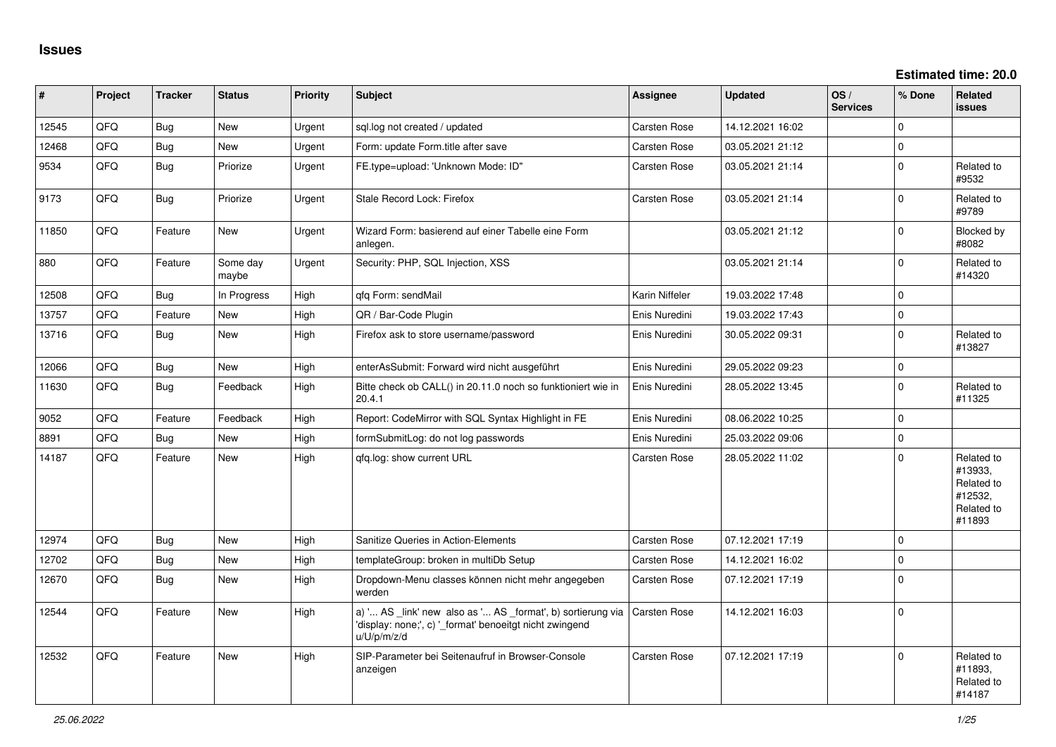# Issues

**Estimated time: 20.0**

| # | Project | Tracker | Status | Priority | Subject | Assignee | Updated | OS / Services | % Done | Related issues |
|---|---|---|---|---|---|---|---|---|---|---|
| 12545 | QFQ | Bug | New | Urgent | sql.log not created / updated | Carsten Rose | 14.12.2021 16:02 | | 0 | |
| 12468 | QFQ | Bug | New | Urgent | Form: update Form.title after save | Carsten Rose | 03.05.2021 21:12 | | 0 | |
| 9534 | QFQ | Bug | Priorize | Urgent | FE.type=upload: 'Unknown Mode: ID" | Carsten Rose | 03.05.2021 21:14 | | 0 | Related to #9532 |
| 9173 | QFQ | Bug | Priorize | Urgent | Stale Record Lock: Firefox | Carsten Rose | 03.05.2021 21:14 | | 0 | Related to #9789 |
| 11850 | QFQ | Feature | New | Urgent | Wizard Form: basierend auf einer Tabelle eine Form anlegen. | | 03.05.2021 21:12 | | 0 | Blocked by #8082 |
| 880 | QFQ | Feature | Some day maybe | Urgent | Security: PHP, SQL Injection, XSS | | 03.05.2021 21:14 | | 0 | Related to #14320 |
| 12508 | QFQ | Bug | In Progress | High | qfq Form: sendMail | Karin Niffeler | 19.03.2022 17:48 | | 0 | |
| 13757 | QFQ | Feature | New | High | QR / Bar-Code Plugin | Enis Nuredini | 19.03.2022 17:43 | | 0 | |
| 13716 | QFQ | Bug | New | High | Firefox ask to store username/password | Enis Nuredini | 30.05.2022 09:31 | | 0 | Related to #13827 |
| 12066 | QFQ | Bug | New | High | enterAsSubmit: Forward wird nicht ausgeführt | Enis Nuredini | 29.05.2022 09:23 | | 0 | |
| 11630 | QFQ | Bug | Feedback | High | Bitte check ob CALL() in 20.11.0 noch so funktioniert wie in 20.4.1 | Enis Nuredini | 28.05.2022 13:45 | | 0 | Related to #11325 |
| 9052 | QFQ | Feature | Feedback | High | Report: CodeMirror with SQL Syntax Highlight in FE | Enis Nuredini | 08.06.2022 10:25 | | 0 | |
| 8891 | QFQ | Bug | New | High | formSubmitLog: do not log passwords | Enis Nuredini | 25.03.2022 09:06 | | 0 | |
| 14187 | QFQ | Feature | New | High | qfq.log: show current URL | Carsten Rose | 28.05.2022 11:02 | | 0 | Related to #13933, Related to #12532, Related to #11893 |
| 12974 | QFQ | Bug | New | High | Sanitize Queries in Action-Elements | Carsten Rose | 07.12.2021 17:19 | | 0 | |
| 12702 | QFQ | Bug | New | High | templateGroup: broken in multiDb Setup | Carsten Rose | 14.12.2021 16:02 | | 0 | |
| 12670 | QFQ | Bug | New | High | Dropdown-Menu classes können nicht mehr angegeben werden | Carsten Rose | 07.12.2021 17:19 | | 0 | |
| 12544 | QFQ | Feature | New | High | a) '... AS _link' new also as '... AS _format', b) sortierung via 'display: none;', c) '_format' benoeitgt nicht zwingend u/U/p/m/z/d | Carsten Rose | 14.12.2021 16:03 | | 0 | |
| 12532 | QFQ | Feature | New | High | SIP-Parameter bei Seitenaufruf in Browser-Console anzeigen | Carsten Rose | 07.12.2021 17:19 | | 0 | Related to #11893, Related to #14187 |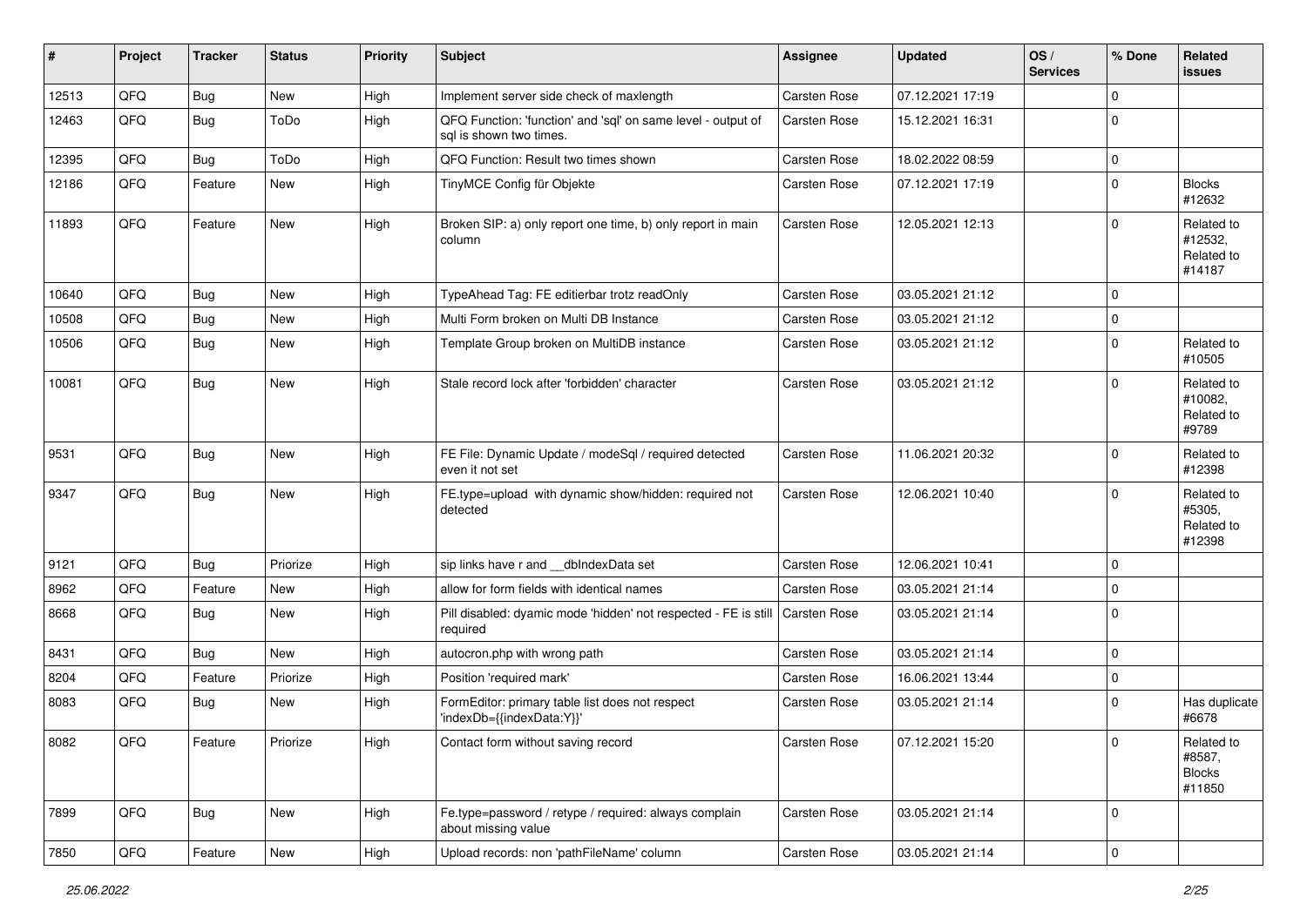| # | Project | Tracker | Status | Priority | Subject | Assignee | Updated | OS / Services | % Done | Related issues |
|---|---|---|---|---|---|---|---|---|---|---|
| 12513 | QFQ | Bug | New | High | Implement server side check of maxlength | Carsten Rose | 07.12.2021 17:19 | | 0 | |
| 12463 | QFQ | Bug | ToDo | High | QFQ Function: 'function' and 'sql' on same level - output of sql is shown two times. | Carsten Rose | 15.12.2021 16:31 | | 0 | |
| 12395 | QFQ | Bug | ToDo | High | QFQ Function: Result two times shown | Carsten Rose | 18.02.2022 08:59 | | 0 | |
| 12186 | QFQ | Feature | New | High | TinyMCE Config für Objekte | Carsten Rose | 07.12.2021 17:19 | | 0 | Blocks #12632 |
| 11893 | QFQ | Feature | New | High | Broken SIP: a) only report one time, b) only report in main column | Carsten Rose | 12.05.2021 12:13 | | 0 | Related to #12532, Related to #14187 |
| 10640 | QFQ | Bug | New | High | TypeAhead Tag: FE editierbar trotz readOnly | Carsten Rose | 03.05.2021 21:12 | | 0 | |
| 10508 | QFQ | Bug | New | High | Multi Form broken on Multi DB Instance | Carsten Rose | 03.05.2021 21:12 | | 0 | |
| 10506 | QFQ | Bug | New | High | Template Group broken on MultiDB instance | Carsten Rose | 03.05.2021 21:12 | | 0 | Related to #10505 |
| 10081 | QFQ | Bug | New | High | Stale record lock after 'forbidden' character | Carsten Rose | 03.05.2021 21:12 | | 0 | Related to #10082, Related to #9789 |
| 9531 | QFQ | Bug | New | High | FE File: Dynamic Update / modeSql / required detected even it not set | Carsten Rose | 11.06.2021 20:32 | | 0 | Related to #12398 |
| 9347 | QFQ | Bug | New | High | FE.type=upload with dynamic show/hidden: required not detected | Carsten Rose | 12.06.2021 10:40 | | 0 | Related to #5305, Related to #12398 |
| 9121 | QFQ | Bug | Priorize | High | sip links have r and __dbIndexData set | Carsten Rose | 12.06.2021 10:41 | | 0 | |
| 8962 | QFQ | Feature | New | High | allow for form fields with identical names | Carsten Rose | 03.05.2021 21:14 | | 0 | |
| 8668 | QFQ | Bug | New | High | Pill disabled: dyamic mode 'hidden' not respected - FE is still required | Carsten Rose | 03.05.2021 21:14 | | 0 | |
| 8431 | QFQ | Bug | New | High | autocron.php with wrong path | Carsten Rose | 03.05.2021 21:14 | | 0 | |
| 8204 | QFQ | Feature | Priorize | High | Position 'required mark' | Carsten Rose | 16.06.2021 13:44 | | 0 | |
| 8083 | QFQ | Bug | New | High | FormEditor: primary table list does not respect 'indexDb={{indexData:Y}}' | Carsten Rose | 03.05.2021 21:14 | | 0 | Has duplicate #6678 |
| 8082 | QFQ | Feature | Priorize | High | Contact form without saving record | Carsten Rose | 07.12.2021 15:20 | | 0 | Related to #8587, Blocks #11850 |
| 7899 | QFQ | Bug | New | High | Fe.type=password / retype / required: always complain about missing value | Carsten Rose | 03.05.2021 21:14 | | 0 | |
| 7850 | QFQ | Feature | New | High | Upload records: non 'pathFileName' column | Carsten Rose | 03.05.2021 21:14 | | 0 | |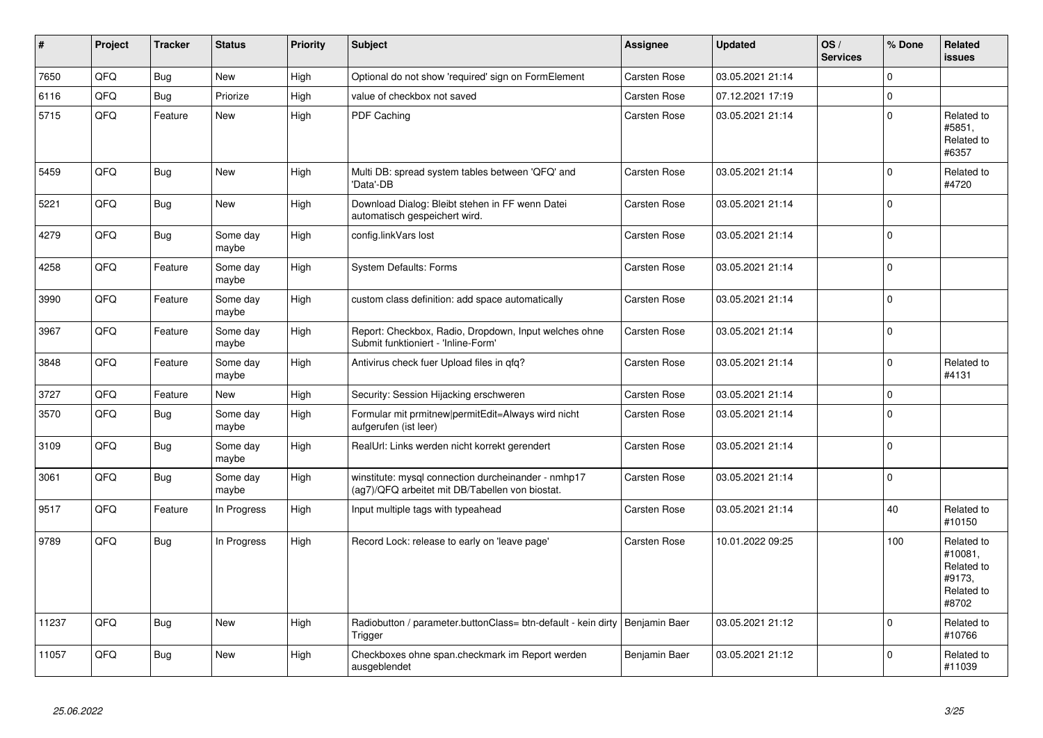| # | Project | Tracker | Status | Priority | Subject | Assignee | Updated | OS / Services | % Done | Related issues |
|---|---|---|---|---|---|---|---|---|---|---|
| 7650 | QFQ | Bug | New | High | Optional do not show 'required' sign on FormElement | Carsten Rose | 03.05.2021 21:14 | | 0 | |
| 6116 | QFQ | Bug | Priorize | High | value of checkbox not saved | Carsten Rose | 07.12.2021 17:19 | | 0 | |
| 5715 | QFQ | Feature | New | High | PDF Caching | Carsten Rose | 03.05.2021 21:14 | | 0 | Related to #5851, Related to #6357 |
| 5459 | QFQ | Bug | New | High | Multi DB: spread system tables between 'QFQ' and 'Data'-DB | Carsten Rose | 03.05.2021 21:14 | | 0 | Related to #4720 |
| 5221 | QFQ | Bug | New | High | Download Dialog: Bleibt stehen in FF wenn Datei automatisch gespeichert wird. | Carsten Rose | 03.05.2021 21:14 | | 0 | |
| 4279 | QFQ | Bug | Some day maybe | High | config.linkVars lost | Carsten Rose | 03.05.2021 21:14 | | 0 | |
| 4258 | QFQ | Feature | Some day maybe | High | System Defaults: Forms | Carsten Rose | 03.05.2021 21:14 | | 0 | |
| 3990 | QFQ | Feature | Some day maybe | High | custom class definition: add space automatically | Carsten Rose | 03.05.2021 21:14 | | 0 | |
| 3967 | QFQ | Feature | Some day maybe | High | Report: Checkbox, Radio, Dropdown, Input welches ohne Submit funktioniert - 'Inline-Form' | Carsten Rose | 03.05.2021 21:14 | | 0 | |
| 3848 | QFQ | Feature | Some day maybe | High | Antivirus check fuer Upload files in qfq? | Carsten Rose | 03.05.2021 21:14 | | 0 | Related to #4131 |
| 3727 | QFQ | Feature | New | High | Security: Session Hijacking erschweren | Carsten Rose | 03.05.2021 21:14 | | 0 | |
| 3570 | QFQ | Bug | Some day maybe | High | Formular mit prmitnew\|permitEdit=Always wird nicht aufgerufen (ist leer) | Carsten Rose | 03.05.2021 21:14 | | 0 | |
| 3109 | QFQ | Bug | Some day maybe | High | RealUrl: Links werden nicht korrekt gerendert | Carsten Rose | 03.05.2021 21:14 | | 0 | |
| 3061 | QFQ | Bug | Some day maybe | High | winstitute: mysql connection durcheinander - nmhp17 (ag7)/QFQ arbeitet mit DB/Tabellen von biostat. | Carsten Rose | 03.05.2021 21:14 | | 0 | |
| 9517 | QFQ | Feature | In Progress | High | Input multiple tags with typeahead | Carsten Rose | 03.05.2021 21:14 | | 40 | Related to #10150 |
| 9789 | QFQ | Bug | In Progress | High | Record Lock: release to early on 'leave page' | Carsten Rose | 10.01.2022 09:25 | | 100 | Related to #10081, Related to #9173, Related to #8702 |
| 11237 | QFQ | Bug | New | High | Radiobutton / parameter.buttonClass= btn-default - kein dirty Trigger | Benjamin Baer | 03.05.2021 21:12 | | 0 | Related to #10766 |
| 11057 | QFQ | Bug | New | High | Checkboxes ohne span.checkmark im Report werden ausgeblendet | Benjamin Baer | 03.05.2021 21:12 | | 0 | Related to #11039 |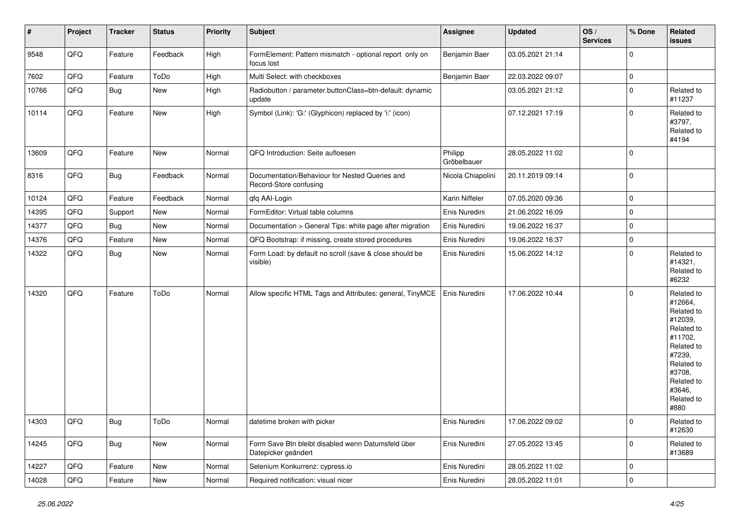| # | Project | Tracker | Status | Priority | Subject | Assignee | Updated | OS / Services | % Done | Related issues |
|---|---|---|---|---|---|---|---|---|---|---|
| 9548 | QFQ | Feature | Feedback | High | FormElement: Pattern mismatch - optional report only on focus lost | Benjamin Baer | 03.05.2021 21:14 | | 0 | |
| 7602 | QFQ | Feature | ToDo | High | Multi Select: with checkboxes | Benjamin Baer | 22.03.2022 09:07 | | 0 | |
| 10766 | QFQ | Bug | New | High | Radiobutton / parameter.buttonClass=btn-default: dynamic update | | 03.05.2021 21:12 | | 0 | Related to #11237 |
| 10114 | QFQ | Feature | New | High | Symbol (Link): 'G:' (Glyphicon) replaced by 'i:' (icon) | | 07.12.2021 17:19 | | 0 | Related to #3797, Related to #4194 |
| 13609 | QFQ | Feature | New | Normal | QFQ Introduction: Seite aufloesen | Philipp Gröbelbauer | 28.05.2022 11:02 | | 0 | |
| 8316 | QFQ | Bug | Feedback | Normal | Documentation/Behaviour for Nested Queries and Record-Store confusing | Nicola Chiapolini | 20.11.2019 09:14 | | 0 | |
| 10124 | QFQ | Feature | Feedback | Normal | qfq AAI-Login | Karin Niffeler | 07.05.2020 09:36 | | 0 | |
| 14395 | QFQ | Support | New | Normal | FormEditor: Virtual table columns | Enis Nuredini | 21.06.2022 16:09 | | 0 | |
| 14377 | QFQ | Bug | New | Normal | Documentation > General Tips: white page after migration | Enis Nuredini | 19.06.2022 16:37 | | 0 | |
| 14376 | QFQ | Feature | New | Normal | QFQ Bootstrap: if missing, create stored procedures | Enis Nuredini | 19.06.2022 16:37 | | 0 | |
| 14322 | QFQ | Bug | New | Normal | Form Load: by default no scroll (save & close should be visible) | Enis Nuredini | 15.06.2022 14:12 | | 0 | Related to #14321, Related to #6232 |
| 14320 | QFQ | Feature | ToDo | Normal | Allow specific HTML Tags and Attributes: general, TinyMCE | Enis Nuredini | 17.06.2022 10:44 | | 0 | Related to #12664, Related to #12039, Related to #11702, Related to #7239, Related to #3708, Related to #3646, Related to #880 |
| 14303 | QFQ | Bug | ToDo | Normal | datetime broken with picker | Enis Nuredini | 17.06.2022 09:02 | | 0 | Related to #12630 |
| 14245 | QFQ | Bug | New | Normal | Form Save Btn bleibt disabled wenn Datumsfeld über Datepicker geändert | Enis Nuredini | 27.05.2022 13:45 | | 0 | Related to #13689 |
| 14227 | QFQ | Feature | New | Normal | Selenium Konkurrenz: cypress.io | Enis Nuredini | 28.05.2022 11:02 | | 0 | |
| 14028 | QFQ | Feature | New | Normal | Required notification: visual nicer | Enis Nuredini | 28.05.2022 11:01 | | 0 | |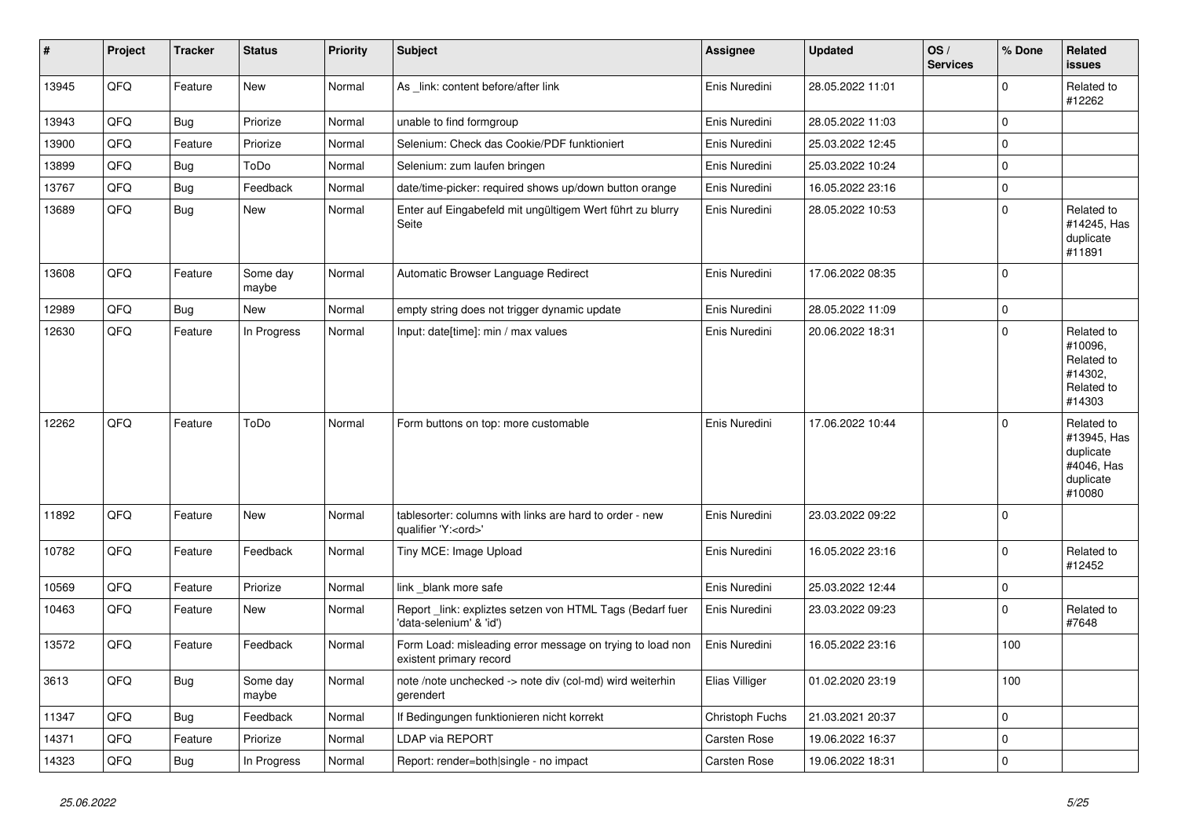| # | Project | Tracker | Status | Priority | Subject | Assignee | Updated | OS / Services | % Done | Related issues |
|---|---|---|---|---|---|---|---|---|---|---|
| 13945 | QFQ | Feature | New | Normal | As _link: content before/after link | Enis Nuredini | 28.05.2022 11:01 | | 0 | Related to #12262 |
| 13943 | QFQ | Bug | Priorize | Normal | unable to find formgroup | Enis Nuredini | 28.05.2022 11:03 | | 0 | |
| 13900 | QFQ | Feature | Priorize | Normal | Selenium: Check das Cookie/PDF funktioniert | Enis Nuredini | 25.03.2022 12:45 | | 0 | |
| 13899 | QFQ | Bug | ToDo | Normal | Selenium: zum laufen bringen | Enis Nuredini | 25.03.2022 10:24 | | 0 | |
| 13767 | QFQ | Bug | Feedback | Normal | date/time-picker: required shows up/down button orange | Enis Nuredini | 16.05.2022 23:16 | | 0 | |
| 13689 | QFQ | Bug | New | Normal | Enter auf Eingabefeld mit ungültigem Wert führt zu blurry Seite | Enis Nuredini | 28.05.2022 10:53 | | 0 | Related to #14245, Has duplicate #11891 |
| 13608 | QFQ | Feature | Some day maybe | Normal | Automatic Browser Language Redirect | Enis Nuredini | 17.06.2022 08:35 | | 0 | |
| 12989 | QFQ | Bug | New | Normal | empty string does not trigger dynamic update | Enis Nuredini | 28.05.2022 11:09 | | 0 | |
| 12630 | QFQ | Feature | In Progress | Normal | Input: date[time]: min / max values | Enis Nuredini | 20.06.2022 18:31 | | 0 | Related to #10096, Related to #14302, Related to #14303 |
| 12262 | QFQ | Feature | ToDo | Normal | Form buttons on top: more customable | Enis Nuredini | 17.06.2022 10:44 | | 0 | Related to #13945, Has duplicate #4046, Has duplicate #10080 |
| 11892 | QFQ | Feature | New | Normal | tablesorter: columns with links are hard to order - new qualifier 'Y:<ord>' | Enis Nuredini | 23.03.2022 09:22 | | 0 | |
| 10782 | QFQ | Feature | Feedback | Normal | Tiny MCE: Image Upload | Enis Nuredini | 16.05.2022 23:16 | | 0 | Related to #12452 |
| 10569 | QFQ | Feature | Priorize | Normal | link _blank more safe | Enis Nuredini | 25.03.2022 12:44 | | 0 | |
| 10463 | QFQ | Feature | New | Normal | Report _link: expliztes setzen von HTML Tags (Bedarf fuer 'data-selenium' & 'id') | Enis Nuredini | 23.03.2022 09:23 | | 0 | Related to #7648 |
| 13572 | QFQ | Feature | Feedback | Normal | Form Load: misleading error message on trying to load non existent primary record | Enis Nuredini | 16.05.2022 23:16 | | 100 | |
| 3613 | QFQ | Bug | Some day maybe | Normal | note /note unchecked -> note div (col-md) wird weiterhin gerendert | Elias Villiger | 01.02.2020 23:19 | | 100 | |
| 11347 | QFQ | Bug | Feedback | Normal | If Bedingungen funktionieren nicht korrekt | Christoph Fuchs | 21.03.2021 20:37 | | 0 | |
| 14371 | QFQ | Feature | Priorize | Normal | LDAP via REPORT | Carsten Rose | 19.06.2022 16:37 | | 0 | |
| 14323 | QFQ | Bug | In Progress | Normal | Report: render=both\|single - no impact | Carsten Rose | 19.06.2022 18:31 | | 0 | |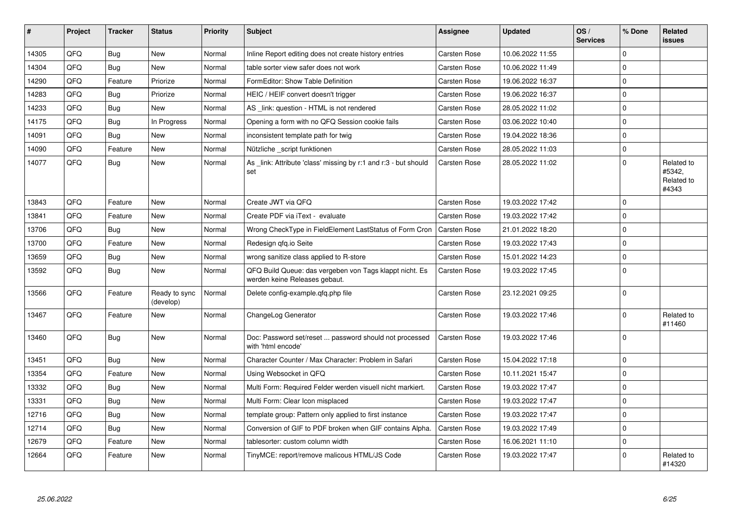| # | Project | Tracker | Status | Priority | Subject | Assignee | Updated | OS / Services | % Done | Related issues |
|---|---|---|---|---|---|---|---|---|---|---|
| 14305 | QFQ | Bug | New | Normal | Inline Report editing does not create history entries | Carsten Rose | 10.06.2022 11:55 | | 0 | |
| 14304 | QFQ | Bug | New | Normal | table sorter view safer does not work | Carsten Rose | 10.06.2022 11:49 | | 0 | |
| 14290 | QFQ | Feature | Priorize | Normal | FormEditor: Show Table Definition | Carsten Rose | 19.06.2022 16:37 | | 0 | |
| 14283 | QFQ | Bug | Priorize | Normal | HEIC / HEIF convert doesn't trigger | Carsten Rose | 19.06.2022 16:37 | | 0 | |
| 14233 | QFQ | Bug | New | Normal | AS _link: question - HTML is not rendered | Carsten Rose | 28.05.2022 11:02 | | 0 | |
| 14175 | QFQ | Bug | In Progress | Normal | Opening a form with no QFQ Session cookie fails | Carsten Rose | 03.06.2022 10:40 | | 0 | |
| 14091 | QFQ | Bug | New | Normal | inconsistent template path for twig | Carsten Rose | 19.04.2022 18:36 | | 0 | |
| 14090 | QFQ | Feature | New | Normal | Nützliche _script funktionen | Carsten Rose | 28.05.2022 11:03 | | 0 | |
| 14077 | QFQ | Bug | New | Normal | As _link: Attribute 'class' missing by r:1 and r:3 - but should set | Carsten Rose | 28.05.2022 11:02 | | 0 | Related to #5342, Related to #4343 |
| 13843 | QFQ | Feature | New | Normal | Create JWT via QFQ | Carsten Rose | 19.03.2022 17:42 | | 0 | |
| 13841 | QFQ | Feature | New | Normal | Create PDF via iText - evaluate | Carsten Rose | 19.03.2022 17:42 | | 0 | |
| 13706 | QFQ | Bug | New | Normal | Wrong CheckType in FieldElement LastStatus of Form Cron | Carsten Rose | 21.01.2022 18:20 | | 0 | |
| 13700 | QFQ | Feature | New | Normal | Redesign qfq.io Seite | Carsten Rose | 19.03.2022 17:43 | | 0 | |
| 13659 | QFQ | Bug | New | Normal | wrong sanitize class applied to R-store | Carsten Rose | 15.01.2022 14:23 | | 0 | |
| 13592 | QFQ | Bug | New | Normal | QFQ Build Queue: das vergeben von Tags klappt nicht. Es werden keine Releases gebaut. | Carsten Rose | 19.03.2022 17:45 | | 0 | |
| 13566 | QFQ | Feature | Ready to sync (develop) | Normal | Delete config-example.qfq.php file | Carsten Rose | 23.12.2021 09:25 | | 0 | |
| 13467 | QFQ | Feature | New | Normal | ChangeLog Generator | Carsten Rose | 19.03.2022 17:46 | | 0 | Related to #11460 |
| 13460 | QFQ | Bug | New | Normal | Doc: Password set/reset ... password should not processed with 'html encode' | Carsten Rose | 19.03.2022 17:46 | | 0 | |
| 13451 | QFQ | Bug | New | Normal | Character Counter / Max Character: Problem in Safari | Carsten Rose | 15.04.2022 17:18 | | 0 | |
| 13354 | QFQ | Feature | New | Normal | Using Websocket in QFQ | Carsten Rose | 10.11.2021 15:47 | | 0 | |
| 13332 | QFQ | Bug | New | Normal | Multi Form: Required Felder werden visuell nicht markiert. | Carsten Rose | 19.03.2022 17:47 | | 0 | |
| 13331 | QFQ | Bug | New | Normal | Multi Form: Clear Icon misplaced | Carsten Rose | 19.03.2022 17:47 | | 0 | |
| 12716 | QFQ | Bug | New | Normal | template group: Pattern only applied to first instance | Carsten Rose | 19.03.2022 17:47 | | 0 | |
| 12714 | QFQ | Bug | New | Normal | Conversion of GIF to PDF broken when GIF contains Alpha. | Carsten Rose | 19.03.2022 17:49 | | 0 | |
| 12679 | QFQ | Feature | New | Normal | tablesorter: custom column width | Carsten Rose | 16.06.2021 11:10 | | 0 | |
| 12664 | QFQ | Feature | New | Normal | TinyMCE: report/remove malicous HTML/JS Code | Carsten Rose | 19.03.2022 17:47 | | 0 | Related to #14320 |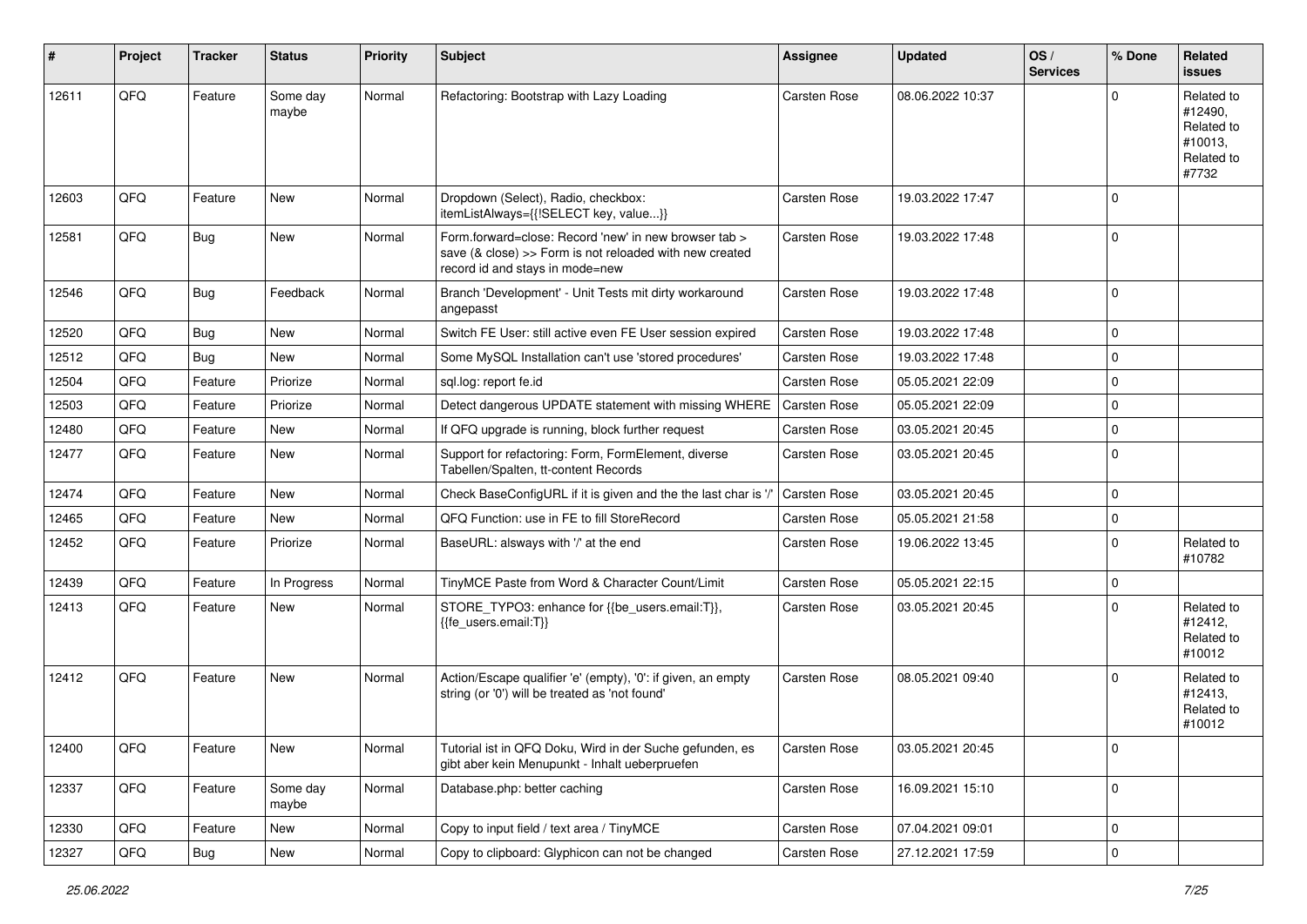| # | Project | Tracker | Status | Priority | Subject | Assignee | Updated | OS / Services | % Done | Related issues |
|---|---|---|---|---|---|---|---|---|---|---|
| 12611 | QFQ | Feature | Some day maybe | Normal | Refactoring: Bootstrap with Lazy Loading | Carsten Rose | 08.06.2022 10:37 | | 0 | Related to #12490, Related to #10013, Related to #7732 |
| 12603 | QFQ | Feature | New | Normal | Dropdown (Select), Radio, checkbox: itemListAlways={{!SELECT key, value...}} | Carsten Rose | 19.03.2022 17:47 | | 0 | |
| 12581 | QFQ | Bug | New | Normal | Form.forward=close: Record 'new' in new browser tab > save (& close) >> Form is not reloaded with new created record id and stays in mode=new | Carsten Rose | 19.03.2022 17:48 | | 0 | |
| 12546 | QFQ | Bug | Feedback | Normal | Branch 'Development' - Unit Tests mit dirty workaround angepasst | Carsten Rose | 19.03.2022 17:48 | | 0 | |
| 12520 | QFQ | Bug | New | Normal | Switch FE User: still active even FE User session expired | Carsten Rose | 19.03.2022 17:48 | | 0 | |
| 12512 | QFQ | Bug | New | Normal | Some MySQL Installation can't use 'stored procedures' | Carsten Rose | 19.03.2022 17:48 | | 0 | |
| 12504 | QFQ | Feature | Priorize | Normal | sql.log: report fe.id | Carsten Rose | 05.05.2021 22:09 | | 0 | |
| 12503 | QFQ | Feature | Priorize | Normal | Detect dangerous UPDATE statement with missing WHERE | Carsten Rose | 05.05.2021 22:09 | | 0 | |
| 12480 | QFQ | Feature | New | Normal | If QFQ upgrade is running, block further request | Carsten Rose | 03.05.2021 20:45 | | 0 | |
| 12477 | QFQ | Feature | New | Normal | Support for refactoring: Form, FormElement, diverse Tabellen/Spalten, tt-content Records | Carsten Rose | 03.05.2021 20:45 | | 0 | |
| 12474 | QFQ | Feature | New | Normal | Check BaseConfigURL if it is given and the the last char is '/' | Carsten Rose | 03.05.2021 20:45 | | 0 | |
| 12465 | QFQ | Feature | New | Normal | QFQ Function: use in FE to fill StoreRecord | Carsten Rose | 05.05.2021 21:58 | | 0 | |
| 12452 | QFQ | Feature | Priorize | Normal | BaseURL: alsways with '/' at the end | Carsten Rose | 19.06.2022 13:45 | | 0 | Related to #10782 |
| 12439 | QFQ | Feature | In Progress | Normal | TinyMCE Paste from Word & Character Count/Limit | Carsten Rose | 05.05.2021 22:15 | | 0 | |
| 12413 | QFQ | Feature | New | Normal | STORE_TYPO3: enhance for {{be_users.email:T}}, {{fe_users.email:T}} | Carsten Rose | 03.05.2021 20:45 | | 0 | Related to #12412, Related to #10012 |
| 12412 | QFQ | Feature | New | Normal | Action/Escape qualifier 'e' (empty), '0': if given, an empty string (or '0') will be treated as 'not found' | Carsten Rose | 08.05.2021 09:40 | | 0 | Related to #12413, Related to #10012 |
| 12400 | QFQ | Feature | New | Normal | Tutorial ist in QFQ Doku, Wird in der Suche gefunden, es gibt aber kein Menupunkt - Inhalt ueberpruefen | Carsten Rose | 03.05.2021 20:45 | | 0 | |
| 12337 | QFQ | Feature | Some day maybe | Normal | Database.php: better caching | Carsten Rose | 16.09.2021 15:10 | | 0 | |
| 12330 | QFQ | Feature | New | Normal | Copy to input field / text area / TinyMCE | Carsten Rose | 07.04.2021 09:01 | | 0 | |
| 12327 | QFQ | Bug | New | Normal | Copy to clipboard: Glyphicon can not be changed | Carsten Rose | 27.12.2021 17:59 | | 0 | |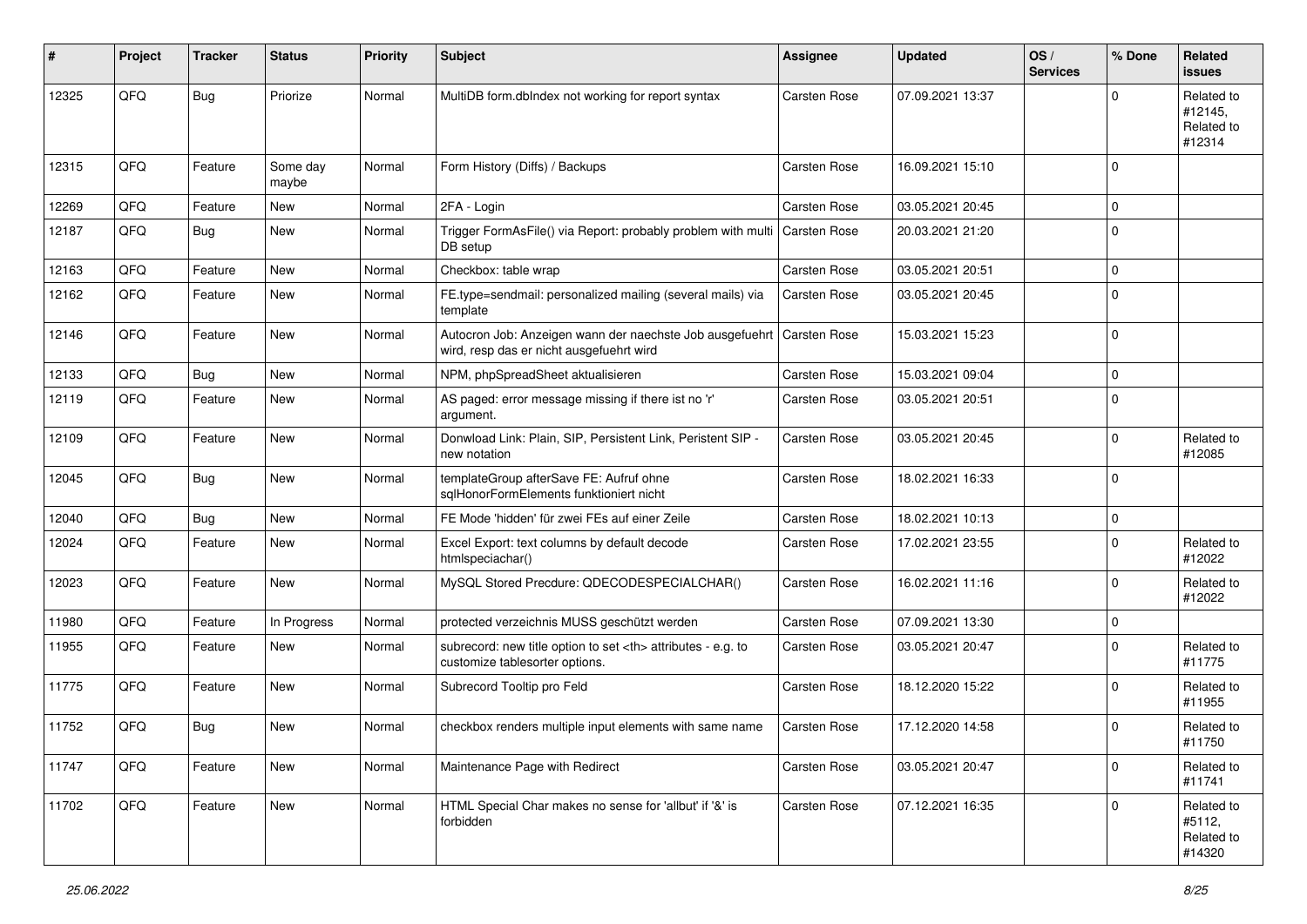| # | Project | Tracker | Status | Priority | Subject | Assignee | Updated | OS / Services | % Done | Related issues |
|---|---|---|---|---|---|---|---|---|---|---|
| 12325 | QFQ | Bug | Priorize | Normal | MultiDB form.dbIndex not working for report syntax | Carsten Rose | 07.09.2021 13:37 | | 0 | Related to #12145, Related to #12314 |
| 12315 | QFQ | Feature | Some day maybe | Normal | Form History (Diffs) / Backups | Carsten Rose | 16.09.2021 15:10 | | 0 | |
| 12269 | QFQ | Feature | New | Normal | 2FA - Login | Carsten Rose | 03.05.2021 20:45 | | 0 | |
| 12187 | QFQ | Bug | New | Normal | Trigger FormAsFile() via Report: probably problem with multi DB setup | Carsten Rose | 20.03.2021 21:20 | | 0 | |
| 12163 | QFQ | Feature | New | Normal | Checkbox: table wrap | Carsten Rose | 03.05.2021 20:51 | | 0 | |
| 12162 | QFQ | Feature | New | Normal | FE.type=sendmail: personalized mailing (several mails) via template | Carsten Rose | 03.05.2021 20:45 | | 0 | |
| 12146 | QFQ | Feature | New | Normal | Autocron Job: Anzeigen wann der naechste Job ausgefuehrt wird, resp das er nicht ausgefuehrt wird | Carsten Rose | 15.03.2021 15:23 | | 0 | |
| 12133 | QFQ | Bug | New | Normal | NPM, phpSpreadSheet aktualisieren | Carsten Rose | 15.03.2021 09:04 | | 0 | |
| 12119 | QFQ | Feature | New | Normal | AS paged: error message missing if there ist no 'r' argument. | Carsten Rose | 03.05.2021 20:51 | | 0 | |
| 12109 | QFQ | Feature | New | Normal | Donwload Link: Plain, SIP, Persistent Link, Peristent SIP - new notation | Carsten Rose | 03.05.2021 20:45 | | 0 | Related to #12085 |
| 12045 | QFQ | Bug | New | Normal | templateGroup afterSave FE: Aufruf ohne sqlHonorFormElements funktioniert nicht | Carsten Rose | 18.02.2021 16:33 | | 0 | |
| 12040 | QFQ | Bug | New | Normal | FE Mode 'hidden' für zwei FEs auf einer Zeile | Carsten Rose | 18.02.2021 10:13 | | 0 | |
| 12024 | QFQ | Feature | New | Normal | Excel Export: text columns by default decode htmlspeciachar() | Carsten Rose | 17.02.2021 23:55 | | 0 | Related to #12022 |
| 12023 | QFQ | Feature | New | Normal | MySQL Stored Precdure: QDECODESPECIALCHAR() | Carsten Rose | 16.02.2021 11:16 | | 0 | Related to #12022 |
| 11980 | QFQ | Feature | In Progress | Normal | protected verzeichnis MUSS geschützt werden | Carsten Rose | 07.09.2021 13:30 | | 0 | |
| 11955 | QFQ | Feature | New | Normal | subrecord: new title option to set <th> attributes - e.g. to customize tablesorter options. | Carsten Rose | 03.05.2021 20:47 | | 0 | Related to #11775 |
| 11775 | QFQ | Feature | New | Normal | Subrecord Tooltip pro Feld | Carsten Rose | 18.12.2020 15:22 | | 0 | Related to #11955 |
| 11752 | QFQ | Bug | New | Normal | checkbox renders multiple input elements with same name | Carsten Rose | 17.12.2020 14:58 | | 0 | Related to #11750 |
| 11747 | QFQ | Feature | New | Normal | Maintenance Page with Redirect | Carsten Rose | 03.05.2021 20:47 | | 0 | Related to #11741 |
| 11702 | QFQ | Feature | New | Normal | HTML Special Char makes no sense for 'allbut' if '&' is forbidden | Carsten Rose | 07.12.2021 16:35 | | 0 | Related to #5112, Related to #14320 |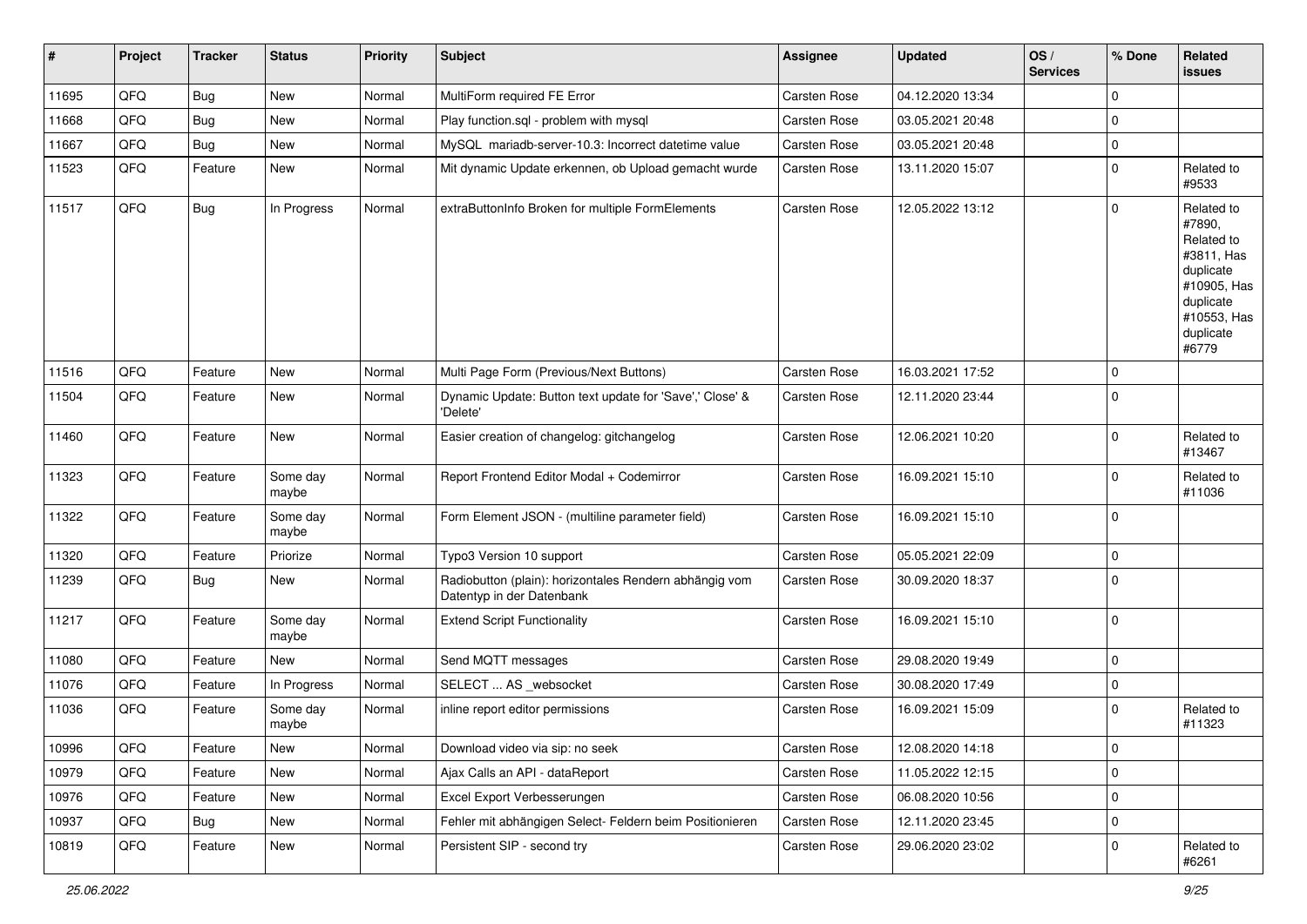| # | Project | Tracker | Status | Priority | Subject | Assignee | Updated | OS / Services | % Done | Related issues |
|---|---|---|---|---|---|---|---|---|---|---|
| 11695 | QFQ | Bug | New | Normal | MultiForm required FE Error | Carsten Rose | 04.12.2020 13:34 | | 0 | |
| 11668 | QFQ | Bug | New | Normal | Play function.sql - problem with mysql | Carsten Rose | 03.05.2021 20:48 | | 0 | |
| 11667 | QFQ | Bug | New | Normal | MySQL mariadb-server-10.3: Incorrect datetime value | Carsten Rose | 03.05.2021 20:48 | | 0 | |
| 11523 | QFQ | Feature | New | Normal | Mit dynamic Update erkennen, ob Upload gemacht wurde | Carsten Rose | 13.11.2020 15:07 | | 0 | Related to #9533 |
| 11517 | QFQ | Bug | In Progress | Normal | extraButtonInfo Broken for multiple FormElements | Carsten Rose | 12.05.2022 13:12 | | 0 | Related to #7890, Related to #3811, Has duplicate #10905, Has duplicate #10553, Has duplicate #6779 |
| 11516 | QFQ | Feature | New | Normal | Multi Page Form (Previous/Next Buttons) | Carsten Rose | 16.03.2021 17:52 | | 0 | |
| 11504 | QFQ | Feature | New | Normal | Dynamic Update: Button text update for 'Save',' Close' & 'Delete' | Carsten Rose | 12.11.2020 23:44 | | 0 | |
| 11460 | QFQ | Feature | New | Normal | Easier creation of changelog: gitchangelog | Carsten Rose | 12.06.2021 10:20 | | 0 | Related to #13467 |
| 11323 | QFQ | Feature | Some day maybe | Normal | Report Frontend Editor Modal + Codemirror | Carsten Rose | 16.09.2021 15:10 | | 0 | Related to #11036 |
| 11322 | QFQ | Feature | Some day maybe | Normal | Form Element JSON - (multiline parameter field) | Carsten Rose | 16.09.2021 15:10 | | 0 | |
| 11320 | QFQ | Feature | Priorize | Normal | Typo3 Version 10 support | Carsten Rose | 05.05.2021 22:09 | | 0 | |
| 11239 | QFQ | Bug | New | Normal | Radiobutton (plain): horizontales Rendern abhängig vom Datentyp in der Datenbank | Carsten Rose | 30.09.2020 18:37 | | 0 | |
| 11217 | QFQ | Feature | Some day maybe | Normal | Extend Script Functionality | Carsten Rose | 16.09.2021 15:10 | | 0 | |
| 11080 | QFQ | Feature | New | Normal | Send MQTT messages | Carsten Rose | 29.08.2020 19:49 | | 0 | |
| 11076 | QFQ | Feature | In Progress | Normal | SELECT ... AS _websocket | Carsten Rose | 30.08.2020 17:49 | | 0 | |
| 11036 | QFQ | Feature | Some day maybe | Normal | inline report editor permissions | Carsten Rose | 16.09.2021 15:09 | | 0 | Related to #11323 |
| 10996 | QFQ | Feature | New | Normal | Download video via sip: no seek | Carsten Rose | 12.08.2020 14:18 | | 0 | |
| 10979 | QFQ | Feature | New | Normal | Ajax Calls an API - dataReport | Carsten Rose | 11.05.2022 12:15 | | 0 | |
| 10976 | QFQ | Feature | New | Normal | Excel Export Verbesserungen | Carsten Rose | 06.08.2020 10:56 | | 0 | |
| 10937 | QFQ | Bug | New | Normal | Fehler mit abhängigen Select- Feldern beim Positionieren | Carsten Rose | 12.11.2020 23:45 | | 0 | |
| 10819 | QFQ | Feature | New | Normal | Persistent SIP - second try | Carsten Rose | 29.06.2020 23:02 | | 0 | Related to #6261 |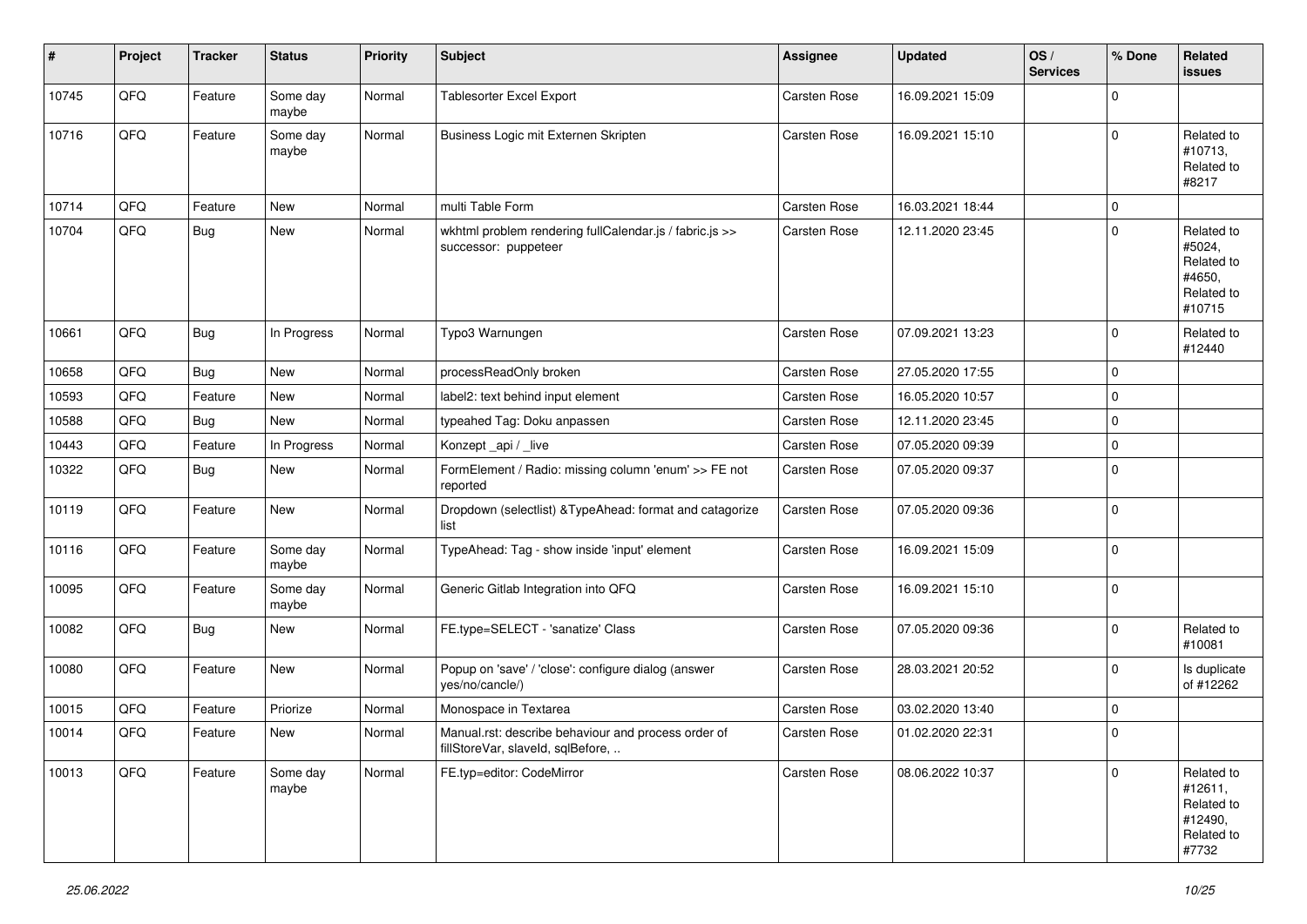| # | Project | Tracker | Status | Priority | Subject | Assignee | Updated | OS / Services | % Done | Related issues |
|---|---|---|---|---|---|---|---|---|---|---|
| 10745 | QFQ | Feature | Some day maybe | Normal | Tablesorter Excel Export | Carsten Rose | 16.09.2021 15:09 | | 0 | |
| 10716 | QFQ | Feature | Some day maybe | Normal | Business Logic mit Externen Skripten | Carsten Rose | 16.09.2021 15:10 | | 0 | Related to #10713, Related to #8217 |
| 10714 | QFQ | Feature | New | Normal | multi Table Form | Carsten Rose | 16.03.2021 18:44 | | 0 | |
| 10704 | QFQ | Bug | New | Normal | wkhtml problem rendering fullCalendar.js / fabric.js >> successor: puppeteer | Carsten Rose | 12.11.2020 23:45 | | 0 | Related to #5024, Related to #4650, Related to #10715 |
| 10661 | QFQ | Bug | In Progress | Normal | Typo3 Warnungen | Carsten Rose | 07.09.2021 13:23 | | 0 | Related to #12440 |
| 10658 | QFQ | Bug | New | Normal | processReadOnly broken | Carsten Rose | 27.05.2020 17:55 | | 0 | |
| 10593 | QFQ | Feature | New | Normal | label2: text behind input element | Carsten Rose | 16.05.2020 10:57 | | 0 | |
| 10588 | QFQ | Bug | New | Normal | typeahed Tag: Doku anpassen | Carsten Rose | 12.11.2020 23:45 | | 0 | |
| 10443 | QFQ | Feature | In Progress | Normal | Konzept _api / _live | Carsten Rose | 07.05.2020 09:39 | | 0 | |
| 10322 | QFQ | Bug | New | Normal | FormElement / Radio: missing column 'enum' >> FE not reported | Carsten Rose | 07.05.2020 09:37 | | 0 | |
| 10119 | QFQ | Feature | New | Normal | Dropdown (selectlist) &TypeAhead: format and catagorize list | Carsten Rose | 07.05.2020 09:36 | | 0 | |
| 10116 | QFQ | Feature | Some day maybe | Normal | TypeAhead: Tag - show inside 'input' element | Carsten Rose | 16.09.2021 15:09 | | 0 | |
| 10095 | QFQ | Feature | Some day maybe | Normal | Generic Gitlab Integration into QFQ | Carsten Rose | 16.09.2021 15:10 | | 0 | |
| 10082 | QFQ | Bug | New | Normal | FE.type=SELECT - 'sanatize' Class | Carsten Rose | 07.05.2020 09:36 | | 0 | Related to #10081 |
| 10080 | QFQ | Feature | New | Normal | Popup on 'save' / 'close': configure dialog (answer yes/no/cancle/) | Carsten Rose | 28.03.2021 20:52 | | 0 | Is duplicate of #12262 |
| 10015 | QFQ | Feature | Priorize | Normal | Monospace in Textarea | Carsten Rose | 03.02.2020 13:40 | | 0 | |
| 10014 | QFQ | Feature | New | Normal | Manual.rst: describe behaviour and process order of fillStoreVar, slaveId, sqlBefore, .. | Carsten Rose | 01.02.2020 22:31 | | 0 | |
| 10013 | QFQ | Feature | Some day maybe | Normal | FE.typ=editor: CodeMirror | Carsten Rose | 08.06.2022 10:37 | | 0 | Related to #12611, Related to #12490, Related to #7732 |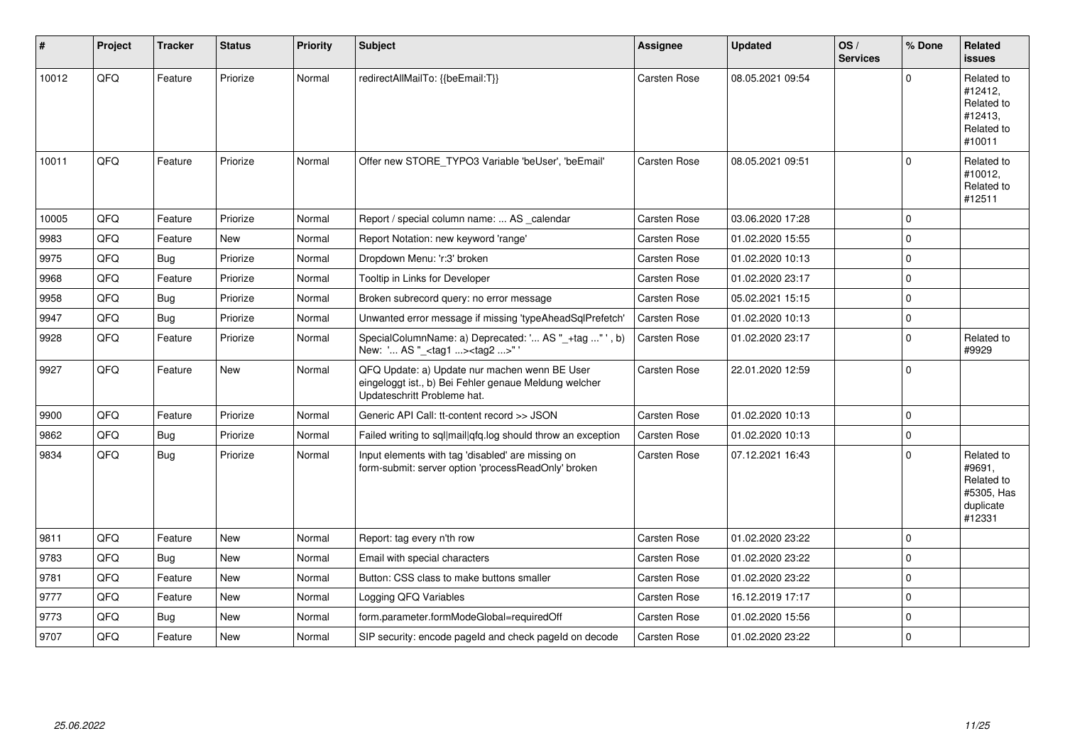| # | Project | Tracker | Status | Priority | Subject | Assignee | Updated | OS / Services | % Done | Related issues |
|---|---|---|---|---|---|---|---|---|---|---|
| 10012 | QFQ | Feature | Priorize | Normal | redirectAllMailTo: {{beEmail:T}} | Carsten Rose | 08.05.2021 09:54 | | 0 | Related to #12412, Related to #12413, Related to #10011 |
| 10011 | QFQ | Feature | Priorize | Normal | Offer new STORE_TYPO3 Variable 'beUser', 'beEmail' | Carsten Rose | 08.05.2021 09:51 | | 0 | Related to #10012, Related to #12511 |
| 10005 | QFQ | Feature | Priorize | Normal | Report / special column name: ... AS _calendar | Carsten Rose | 03.06.2020 17:28 | | 0 | |
| 9983 | QFQ | Feature | New | Normal | Report Notation: new keyword 'range' | Carsten Rose | 01.02.2020 15:55 | | 0 | |
| 9975 | QFQ | Bug | Priorize | Normal | Dropdown Menu: 'r:3' broken | Carsten Rose | 01.02.2020 10:13 | | 0 | |
| 9968 | QFQ | Feature | Priorize | Normal | Tooltip in Links for Developer | Carsten Rose | 01.02.2020 23:17 | | 0 | |
| 9958 | QFQ | Bug | Priorize | Normal | Broken subrecord query: no error message | Carsten Rose | 05.02.2021 15:15 | | 0 | |
| 9947 | QFQ | Bug | Priorize | Normal | Unwanted error message if missing 'typeAheadSqlPrefetch' | Carsten Rose | 01.02.2020 10:13 | | 0 | |
| 9928 | QFQ | Feature | Priorize | Normal | SpecialColumnName: a) Deprecated: '... AS "_+tag ..." ', b) New: '... AS "_<tag1 ...><tag2 ...>" ' | Carsten Rose | 01.02.2020 23:17 | | 0 | Related to #9929 |
| 9927 | QFQ | Feature | New | Normal | QFQ Update: a) Update nur machen wenn BE User eingeloggt ist., b) Bei Fehler genaue Meldung welcher Updateschritt Probleme hat. | Carsten Rose | 22.01.2020 12:59 | | 0 | |
| 9900 | QFQ | Feature | Priorize | Normal | Generic API Call: tt-content record >> JSON | Carsten Rose | 01.02.2020 10:13 | | 0 | |
| 9862 | QFQ | Bug | Priorize | Normal | Failed writing to sql\|mail\|qfq.log should throw an exception | Carsten Rose | 01.02.2020 10:13 | | 0 | |
| 9834 | QFQ | Bug | Priorize | Normal | Input elements with tag 'disabled' are missing on form-submit: server option 'processReadOnly' broken | Carsten Rose | 07.12.2021 16:43 | | 0 | Related to #9691, Related to #5305, Has duplicate #12331 |
| 9811 | QFQ | Feature | New | Normal | Report: tag every n'th row | Carsten Rose | 01.02.2020 23:22 | | 0 | |
| 9783 | QFQ | Bug | New | Normal | Email with special characters | Carsten Rose | 01.02.2020 23:22 | | 0 | |
| 9781 | QFQ | Feature | New | Normal | Button: CSS class to make buttons smaller | Carsten Rose | 01.02.2020 23:22 | | 0 | |
| 9777 | QFQ | Feature | New | Normal | Logging QFQ Variables | Carsten Rose | 16.12.2019 17:17 | | 0 | |
| 9773 | QFQ | Bug | New | Normal | form.parameter.formModeGlobal=requiredOff | Carsten Rose | 01.02.2020 15:56 | | 0 | |
| 9707 | QFQ | Feature | New | Normal | SIP security: encode pageId and check pageId on decode | Carsten Rose | 01.02.2020 23:22 | | 0 | |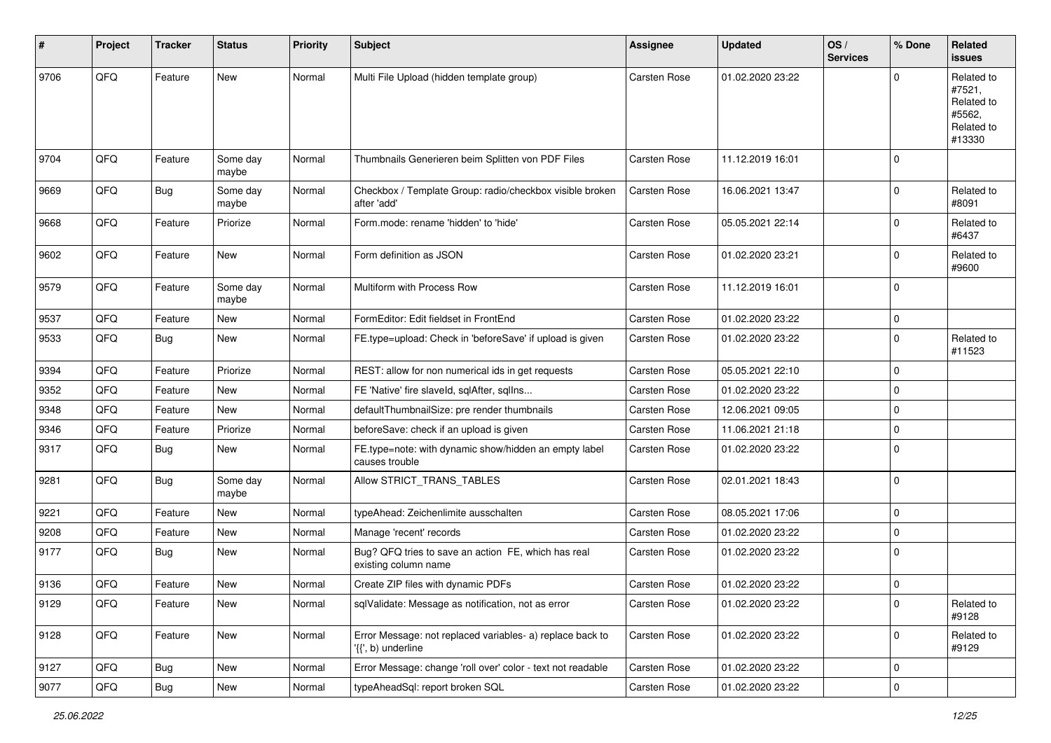| # | Project | Tracker | Status | Priority | Subject | Assignee | Updated | OS / Services | % Done | Related issues |
|---|---|---|---|---|---|---|---|---|---|---|
| 9706 | QFQ | Feature | New | Normal | Multi File Upload (hidden template group) | Carsten Rose | 01.02.2020 23:22 | | 0 | Related to #7521, Related to #5562, Related to #13330 |
| 9704 | QFQ | Feature | Some day maybe | Normal | Thumbnails Generieren beim Splitten von PDF Files | Carsten Rose | 11.12.2019 16:01 | | 0 | |
| 9669 | QFQ | Bug | Some day maybe | Normal | Checkbox / Template Group: radio/checkbox visible broken after 'add' | Carsten Rose | 16.06.2021 13:47 | | 0 | Related to #8091 |
| 9668 | QFQ | Feature | Priorize | Normal | Form.mode: rename 'hidden' to 'hide' | Carsten Rose | 05.05.2021 22:14 | | 0 | Related to #6437 |
| 9602 | QFQ | Feature | New | Normal | Form definition as JSON | Carsten Rose | 01.02.2020 23:21 | | 0 | Related to #9600 |
| 9579 | QFQ | Feature | Some day maybe | Normal | Multiform with Process Row | Carsten Rose | 11.12.2019 16:01 | | 0 | |
| 9537 | QFQ | Feature | New | Normal | FormEditor: Edit fieldset in FrontEnd | Carsten Rose | 01.02.2020 23:22 | | 0 | |
| 9533 | QFQ | Bug | New | Normal | FE.type=upload: Check in 'beforeSave' if upload is given | Carsten Rose | 01.02.2020 23:22 | | 0 | Related to #11523 |
| 9394 | QFQ | Feature | Priorize | Normal | REST: allow for non numerical ids in get requests | Carsten Rose | 05.05.2021 22:10 | | 0 | |
| 9352 | QFQ | Feature | New | Normal | FE 'Native' fire slaveId, sqlAfter, sqlIns... | Carsten Rose | 01.02.2020 23:22 | | 0 | |
| 9348 | QFQ | Feature | New | Normal | defaultThumbnailSize: pre render thumbnails | Carsten Rose | 12.06.2021 09:05 | | 0 | |
| 9346 | QFQ | Feature | Priorize | Normal | beforeSave: check if an upload is given | Carsten Rose | 11.06.2021 21:18 | | 0 | |
| 9317 | QFQ | Bug | New | Normal | FE.type=note: with dynamic show/hidden an empty label causes trouble | Carsten Rose | 01.02.2020 23:22 | | 0 | |
| 9281 | QFQ | Bug | Some day maybe | Normal | Allow STRICT_TRANS_TABLES | Carsten Rose | 02.01.2021 18:43 | | 0 | |
| 9221 | QFQ | Feature | New | Normal | typeAhead: Zeichenlimite ausschalten | Carsten Rose | 08.05.2021 17:06 | | 0 | |
| 9208 | QFQ | Feature | New | Normal | Manage 'recent' records | Carsten Rose | 01.02.2020 23:22 | | 0 | |
| 9177 | QFQ | Bug | New | Normal | Bug? QFQ tries to save an action FE, which has real existing column name | Carsten Rose | 01.02.2020 23:22 | | 0 | |
| 9136 | QFQ | Feature | New | Normal | Create ZIP files with dynamic PDFs | Carsten Rose | 01.02.2020 23:22 | | 0 | |
| 9129 | QFQ | Feature | New | Normal | sqlValidate: Message as notification, not as error | Carsten Rose | 01.02.2020 23:22 | | 0 | Related to #9128 |
| 9128 | QFQ | Feature | New | Normal | Error Message: not replaced variables- a) replace back to '{{', b) underline | Carsten Rose | 01.02.2020 23:22 | | 0 | Related to #9129 |
| 9127 | QFQ | Bug | New | Normal | Error Message: change 'roll over' color - text not readable | Carsten Rose | 01.02.2020 23:22 | | 0 | |
| 9077 | QFQ | Bug | New | Normal | typeAheadSql: report broken SQL | Carsten Rose | 01.02.2020 23:22 | | 0 | |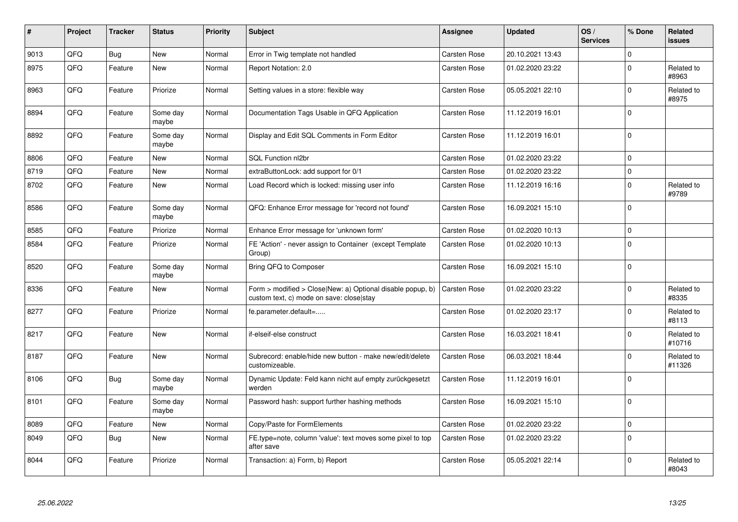| # | Project | Tracker | Status | Priority | Subject | Assignee | Updated | OS / Services | % Done | Related issues |
|---|---|---|---|---|---|---|---|---|---|---|
| 9013 | QFQ | Bug | New | Normal | Error in Twig template not handled | Carsten Rose | 20.10.2021 13:43 | | 0 | |
| 8975 | QFQ | Feature | New | Normal | Report Notation: 2.0 | Carsten Rose | 01.02.2020 23:22 | | 0 | Related to #8963 |
| 8963 | QFQ | Feature | Priorize | Normal | Setting values in a store: flexible way | Carsten Rose | 05.05.2021 22:10 | | 0 | Related to #8975 |
| 8894 | QFQ | Feature | Some day maybe | Normal | Documentation Tags Usable in QFQ Application | Carsten Rose | 11.12.2019 16:01 | | 0 | |
| 8892 | QFQ | Feature | Some day maybe | Normal | Display and Edit SQL Comments in Form Editor | Carsten Rose | 11.12.2019 16:01 | | 0 | |
| 8806 | QFQ | Feature | New | Normal | SQL Function nl2br | Carsten Rose | 01.02.2020 23:22 | | 0 | |
| 8719 | QFQ | Feature | New | Normal | extraButtonLock: add support for 0/1 | Carsten Rose | 01.02.2020 23:22 | | 0 | |
| 8702 | QFQ | Feature | New | Normal | Load Record which is locked: missing user info | Carsten Rose | 11.12.2019 16:16 | | 0 | Related to #9789 |
| 8586 | QFQ | Feature | Some day maybe | Normal | QFQ: Enhance Error message for 'record not found' | Carsten Rose | 16.09.2021 15:10 | | 0 | |
| 8585 | QFQ | Feature | Priorize | Normal | Enhance Error message for 'unknown form' | Carsten Rose | 01.02.2020 10:13 | | 0 | |
| 8584 | QFQ | Feature | Priorize | Normal | FE 'Action' - never assign to Container (except Template Group) | Carsten Rose | 01.02.2020 10:13 | | 0 | |
| 8520 | QFQ | Feature | Some day maybe | Normal | Bring QFQ to Composer | Carsten Rose | 16.09.2021 15:10 | | 0 | |
| 8336 | QFQ | Feature | New | Normal | Form > modified > Close\|New: a) Optional disable popup, b) custom text, c) mode on save: close\|stay | Carsten Rose | 01.02.2020 23:22 | | 0 | Related to #8335 |
| 8277 | QFQ | Feature | Priorize | Normal | fe.parameter.default=..... | Carsten Rose | 01.02.2020 23:17 | | 0 | Related to #8113 |
| 8217 | QFQ | Feature | New | Normal | if-elseif-else construct | Carsten Rose | 16.03.2021 18:41 | | 0 | Related to #10716 |
| 8187 | QFQ | Feature | New | Normal | Subrecord: enable/hide new button - make new/edit/delete customizeable. | Carsten Rose | 06.03.2021 18:44 | | 0 | Related to #11326 |
| 8106 | QFQ | Bug | Some day maybe | Normal | Dynamic Update: Feld kann nicht auf empty zurückgesetzt werden | Carsten Rose | 11.12.2019 16:01 | | 0 | |
| 8101 | QFQ | Feature | Some day maybe | Normal | Password hash: support further hashing methods | Carsten Rose | 16.09.2021 15:10 | | 0 | |
| 8089 | QFQ | Feature | New | Normal | Copy/Paste for FormElements | Carsten Rose | 01.02.2020 23:22 | | 0 | |
| 8049 | QFQ | Bug | New | Normal | FE.type=note, column 'value': text moves some pixel to top after save | Carsten Rose | 01.02.2020 23:22 | | 0 | |
| 8044 | QFQ | Feature | Priorize | Normal | Transaction: a) Form, b) Report | Carsten Rose | 05.05.2021 22:14 | | 0 | Related to #8043 |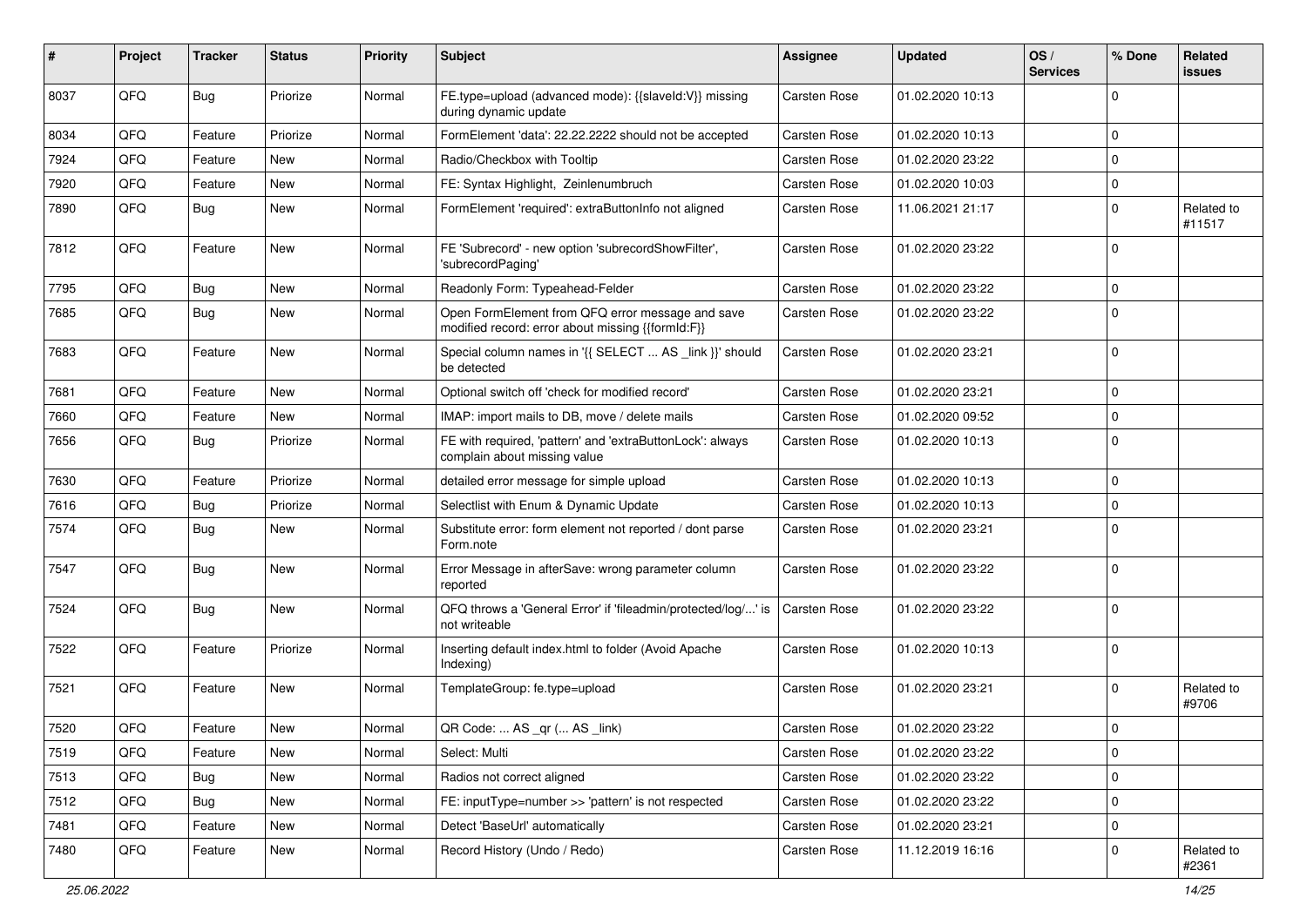| # | Project | Tracker | Status | Priority | Subject | Assignee | Updated | OS / Services | % Done | Related issues |
|---|---|---|---|---|---|---|---|---|---|---|
| 8037 | QFQ | Bug | Priorize | Normal | FE.type=upload (advanced mode): {{slaveId:V}} missing during dynamic update | Carsten Rose | 01.02.2020 10:13 | | 0 | |
| 8034 | QFQ | Feature | Priorize | Normal | FormElement 'data': 22.22.2222 should not be accepted | Carsten Rose | 01.02.2020 10:13 | | 0 | |
| 7924 | QFQ | Feature | New | Normal | Radio/Checkbox with Tooltip | Carsten Rose | 01.02.2020 23:22 | | 0 | |
| 7920 | QFQ | Feature | New | Normal | FE: Syntax Highlight, Zeilenumbruch | Carsten Rose | 01.02.2020 10:03 | | 0 | |
| 7890 | QFQ | Bug | New | Normal | FormElement 'required': extraButtonInfo not aligned | Carsten Rose | 11.06.2021 21:17 | | 0 | Related to #11517 |
| 7812 | QFQ | Feature | New | Normal | FE 'Subrecord' - new option 'subrecordShowFilter', 'subrecordPaging' | Carsten Rose | 01.02.2020 23:22 | | 0 | |
| 7795 | QFQ | Bug | New | Normal | Readonly Form: Typeahead-Felder | Carsten Rose | 01.02.2020 23:22 | | 0 | |
| 7685 | QFQ | Bug | New | Normal | Open FormElement from QFQ error message and save modified record: error about missing {{formId:F}} | Carsten Rose | 01.02.2020 23:22 | | 0 | |
| 7683 | QFQ | Feature | New | Normal | Special column names in '{{ SELECT ... AS _link }}' should be detected | Carsten Rose | 01.02.2020 23:21 | | 0 | |
| 7681 | QFQ | Feature | New | Normal | Optional switch off 'check for modified record' | Carsten Rose | 01.02.2020 23:21 | | 0 | |
| 7660 | QFQ | Feature | New | Normal | IMAP: import mails to DB, move / delete mails | Carsten Rose | 01.02.2020 09:52 | | 0 | |
| 7656 | QFQ | Bug | Priorize | Normal | FE with required, 'pattern' and 'extraButtonLock': always complain about missing value | Carsten Rose | 01.02.2020 10:13 | | 0 | |
| 7630 | QFQ | Feature | Priorize | Normal | detailed error message for simple upload | Carsten Rose | 01.02.2020 10:13 | | 0 | |
| 7616 | QFQ | Bug | Priorize | Normal | Selectlist with Enum & Dynamic Update | Carsten Rose | 01.02.2020 10:13 | | 0 | |
| 7574 | QFQ | Bug | New | Normal | Substitute error: form element not reported / dont parse Form.note | Carsten Rose | 01.02.2020 23:21 | | 0 | |
| 7547 | QFQ | Bug | New | Normal | Error Message in afterSave: wrong parameter column reported | Carsten Rose | 01.02.2020 23:22 | | 0 | |
| 7524 | QFQ | Bug | New | Normal | QFQ throws a 'General Error' if 'fileadmin/protected/log/...' is not writeable | Carsten Rose | 01.02.2020 23:22 | | 0 | |
| 7522 | QFQ | Feature | Priorize | Normal | Inserting default index.html to folder (Avoid Apache Indexing) | Carsten Rose | 01.02.2020 10:13 | | 0 | |
| 7521 | QFQ | Feature | New | Normal | TemplateGroup: fe.type=upload | Carsten Rose | 01.02.2020 23:21 | | 0 | Related to #9706 |
| 7520 | QFQ | Feature | New | Normal | QR Code: ... AS _qr (... AS _link) | Carsten Rose | 01.02.2020 23:22 | | 0 | |
| 7519 | QFQ | Feature | New | Normal | Select: Multi | Carsten Rose | 01.02.2020 23:22 | | 0 | |
| 7513 | QFQ | Bug | New | Normal | Radios not correct aligned | Carsten Rose | 01.02.2020 23:22 | | 0 | |
| 7512 | QFQ | Bug | New | Normal | FE: inputType=number >> 'pattern' is not respected | Carsten Rose | 01.02.2020 23:22 | | 0 | |
| 7481 | QFQ | Feature | New | Normal | Detect 'BaseUrl' automatically | Carsten Rose | 01.02.2020 23:21 | | 0 | |
| 7480 | QFQ | Feature | New | Normal | Record History (Undo / Redo) | Carsten Rose | 11.12.2019 16:16 | | 0 | Related to #2361 |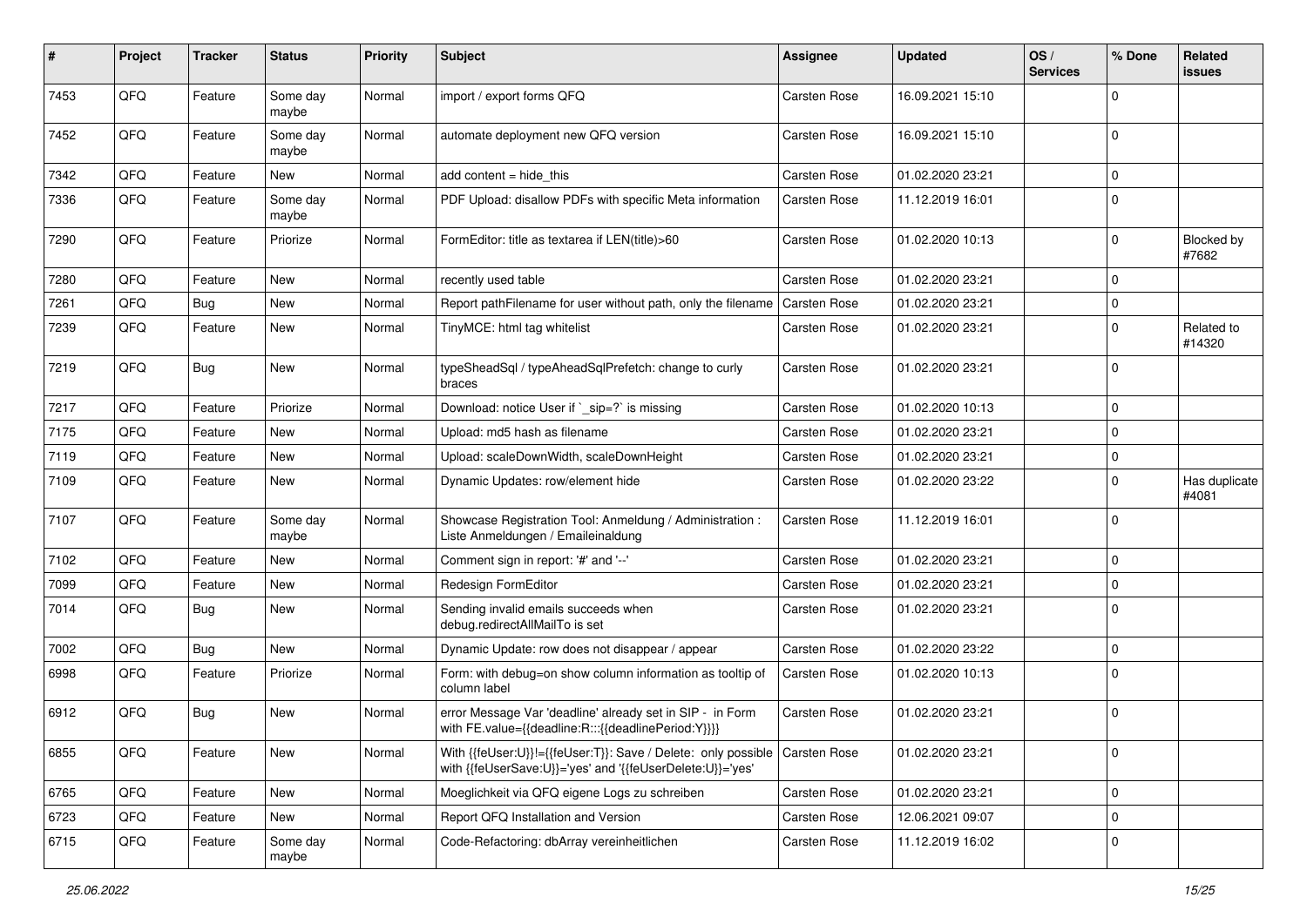| # | Project | Tracker | Status | Priority | Subject | Assignee | Updated | OS / Services | % Done | Related issues |
|---|---|---|---|---|---|---|---|---|---|---|
| 7453 | QFQ | Feature | Some day maybe | Normal | import / export forms QFQ | Carsten Rose | 16.09.2021 15:10 | | 0 | |
| 7452 | QFQ | Feature | Some day maybe | Normal | automate deployment new QFQ version | Carsten Rose | 16.09.2021 15:10 | | 0 | |
| 7342 | QFQ | Feature | New | Normal | add content = hide_this | Carsten Rose | 01.02.2020 23:21 | | 0 | |
| 7336 | QFQ | Feature | Some day maybe | Normal | PDF Upload: disallow PDFs with specific Meta information | Carsten Rose | 11.12.2019 16:01 | | 0 | |
| 7290 | QFQ | Feature | Priorize | Normal | FormEditor: title as textarea if LEN(title)>60 | Carsten Rose | 01.02.2020 10:13 | | 0 | Blocked by #7682 |
| 7280 | QFQ | Feature | New | Normal | recently used table | Carsten Rose | 01.02.2020 23:21 | | 0 | |
| 7261 | QFQ | Bug | New | Normal | Report pathFilename for user without path, only the filename | Carsten Rose | 01.02.2020 23:21 | | 0 | |
| 7239 | QFQ | Feature | New | Normal | TinyMCE: html tag whitelist | Carsten Rose | 01.02.2020 23:21 | | 0 | Related to #14320 |
| 7219 | QFQ | Bug | New | Normal | typeSheadSql / typeAheadSqlPrefetch: change to curly braces | Carsten Rose | 01.02.2020 23:21 | | 0 | |
| 7217 | QFQ | Feature | Priorize | Normal | Download: notice User if `_sip=?` is missing | Carsten Rose | 01.02.2020 10:13 | | 0 | |
| 7175 | QFQ | Feature | New | Normal | Upload: md5 hash as filename | Carsten Rose | 01.02.2020 23:21 | | 0 | |
| 7119 | QFQ | Feature | New | Normal | Upload: scaleDownWidth, scaleDownHeight | Carsten Rose | 01.02.2020 23:21 | | 0 | |
| 7109 | QFQ | Feature | New | Normal | Dynamic Updates: row/element hide | Carsten Rose | 01.02.2020 23:22 | | 0 | Has duplicate #4081 |
| 7107 | QFQ | Feature | Some day maybe | Normal | Showcase Registration Tool: Anmeldung / Administration : Liste Anmeldungen / Emaileinaldung | Carsten Rose | 11.12.2019 16:01 | | 0 | |
| 7102 | QFQ | Feature | New | Normal | Comment sign in report: '#' and '--' | Carsten Rose | 01.02.2020 23:21 | | 0 | |
| 7099 | QFQ | Feature | New | Normal | Redesign FormEditor | Carsten Rose | 01.02.2020 23:21 | | 0 | |
| 7014 | QFQ | Bug | New | Normal | Sending invalid emails succeeds when debug.redirectAllMailTo is set | Carsten Rose | 01.02.2020 23:21 | | 0 | |
| 7002 | QFQ | Bug | New | Normal | Dynamic Update: row does not disappear / appear | Carsten Rose | 01.02.2020 23:22 | | 0 | |
| 6998 | QFQ | Feature | Priorize | Normal | Form: with debug=on show column information as tooltip of column label | Carsten Rose | 01.02.2020 10:13 | | 0 | |
| 6912 | QFQ | Bug | New | Normal | error Message Var 'deadline' already set in SIP - in Form with FE.value={{deadline:R:::{{deadlinePeriod:Y}}}} | Carsten Rose | 01.02.2020 23:21 | | 0 | |
| 6855 | QFQ | Feature | New | Normal | With {{feUser:U}}!={{feUser:T}}: Save / Delete: only possible with {{feUserSave:U}}='yes' and '{{feUserDelete:U}}='yes' | Carsten Rose | 01.02.2020 23:21 | | 0 | |
| 6765 | QFQ | Feature | New | Normal | Moeglichkeit via QFQ eigene Logs zu schreiben | Carsten Rose | 01.02.2020 23:21 | | 0 | |
| 6723 | QFQ | Feature | New | Normal | Report QFQ Installation and Version | Carsten Rose | 12.06.2021 09:07 | | 0 | |
| 6715 | QFQ | Feature | Some day maybe | Normal | Code-Refactoring: dbArray vereinheitlichen | Carsten Rose | 11.12.2019 16:02 | | 0 | |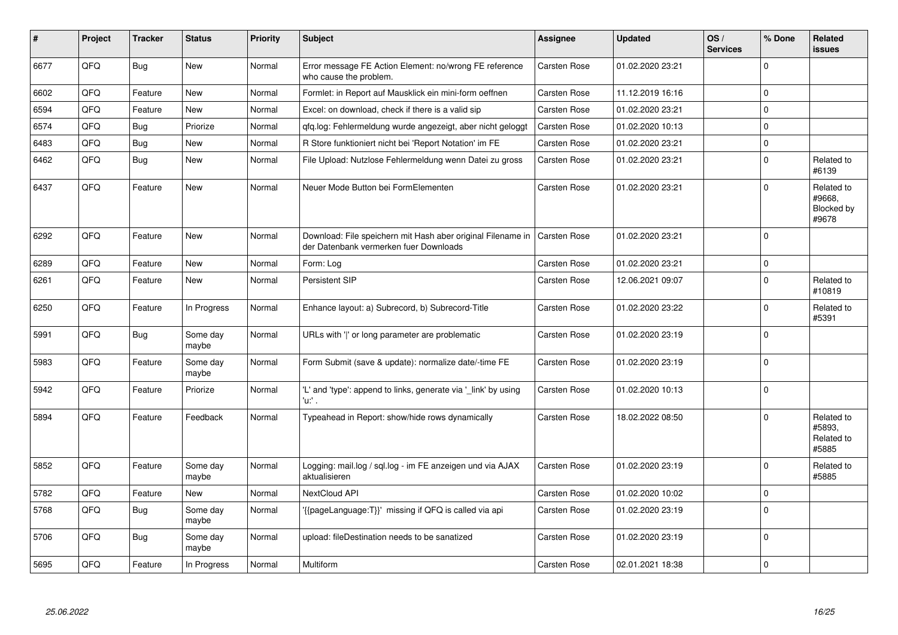| # | Project | Tracker | Status | Priority | Subject | Assignee | Updated | OS / Services | % Done | Related issues |
|---|---|---|---|---|---|---|---|---|---|---|
| 6677 | QFQ | Bug | New | Normal | Error message FE Action Element: no/wrong FE reference who cause the problem. | Carsten Rose | 01.02.2020 23:21 | | 0 | |
| 6602 | QFQ | Feature | New | Normal | Formlet: in Report auf Mausklick ein mini-form oeffnen | Carsten Rose | 11.12.2019 16:16 | | 0 | |
| 6594 | QFQ | Feature | New | Normal | Excel: on download, check if there is a valid sip | Carsten Rose | 01.02.2020 23:21 | | 0 | |
| 6574 | QFQ | Bug | Priorize | Normal | qfq.log: Fehlermeldung wurde angezeigt, aber nicht geloggt | Carsten Rose | 01.02.2020 10:13 | | 0 | |
| 6483 | QFQ | Bug | New | Normal | R Store funktioniert nicht bei 'Report Notation' im FE | Carsten Rose | 01.02.2020 23:21 | | 0 | |
| 6462 | QFQ | Bug | New | Normal | File Upload: Nutzlose Fehlermeldung wenn Datei zu gross | Carsten Rose | 01.02.2020 23:21 | | 0 | Related to #6139 |
| 6437 | QFQ | Feature | New | Normal | Neuer Mode Button bei FormElementen | Carsten Rose | 01.02.2020 23:21 | | 0 | Related to #9668, Blocked by #9678 |
| 6292 | QFQ | Feature | New | Normal | Download: File speichern mit Hash aber original Filename in der Datenbank vermerken fuer Downloads | Carsten Rose | 01.02.2020 23:21 | | 0 | |
| 6289 | QFQ | Feature | New | Normal | Form: Log | Carsten Rose | 01.02.2020 23:21 | | 0 | |
| 6261 | QFQ | Feature | New | Normal | Persistent SIP | Carsten Rose | 12.06.2021 09:07 | | 0 | Related to #10819 |
| 6250 | QFQ | Feature | In Progress | Normal | Enhance layout: a) Subrecord, b) Subrecord-Title | Carsten Rose | 01.02.2020 23:22 | | 0 | Related to #5391 |
| 5991 | QFQ | Bug | Some day maybe | Normal | URLs with '\|' or long parameter are problematic | Carsten Rose | 01.02.2020 23:19 | | 0 | |
| 5983 | QFQ | Feature | Some day maybe | Normal | Form Submit (save & update): normalize date/-time FE | Carsten Rose | 01.02.2020 23:19 | | 0 | |
| 5942 | QFQ | Feature | Priorize | Normal | 'L' and 'type': append to links, generate via '_link' by using 'u:' . | Carsten Rose | 01.02.2020 10:13 | | 0 | |
| 5894 | QFQ | Feature | Feedback | Normal | Typeahead in Report: show/hide rows dynamically | Carsten Rose | 18.02.2022 08:50 | | 0 | Related to #5893, Related to #5885 |
| 5852 | QFQ | Feature | Some day maybe | Normal | Logging: mail.log / sql.log - im FE anzeigen und via AJAX aktualisieren | Carsten Rose | 01.02.2020 23:19 | | 0 | Related to #5885 |
| 5782 | QFQ | Feature | New | Normal | NextCloud API | Carsten Rose | 01.02.2020 10:02 | | 0 | |
| 5768 | QFQ | Bug | Some day maybe | Normal | '{{pageLanguage:T}}' missing if QFQ is called via api | Carsten Rose | 01.02.2020 23:19 | | 0 | |
| 5706 | QFQ | Bug | Some day maybe | Normal | upload: fileDestination needs to be sanatized | Carsten Rose | 01.02.2020 23:19 | | 0 | |
| 5695 | QFQ | Feature | In Progress | Normal | Multiform | Carsten Rose | 02.01.2021 18:38 | | 0 | |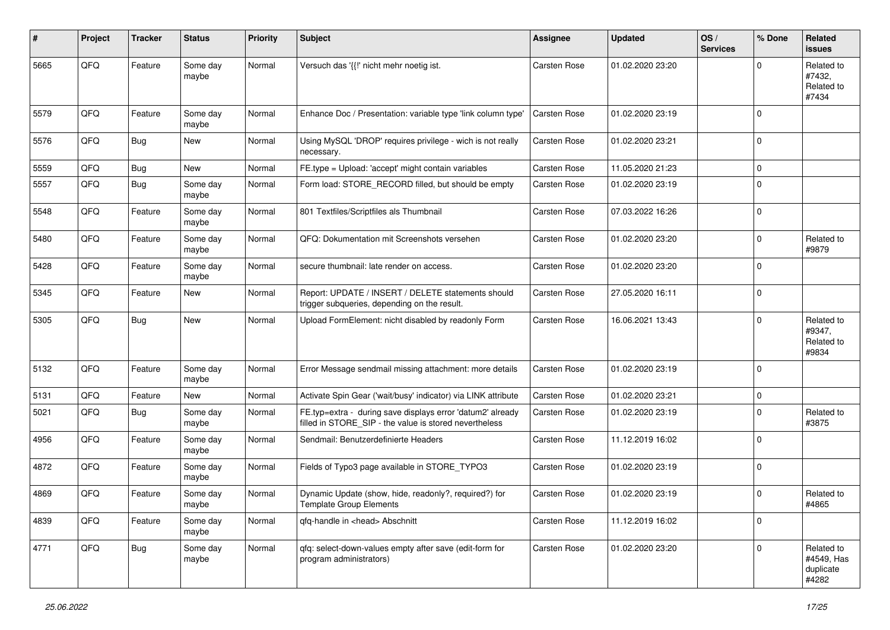| # | Project | Tracker | Status | Priority | Subject | Assignee | Updated | OS / Services | % Done | Related issues |
|---|---|---|---|---|---|---|---|---|---|---|
| 5665 | QFQ | Feature | Some day maybe | Normal | Versuch das '{{!' nicht mehr noetig ist. | Carsten Rose | 01.02.2020 23:20 | | 0 | Related to #7432, Related to #7434 |
| 5579 | QFQ | Feature | Some day maybe | Normal | Enhance Doc / Presentation: variable type 'link column type' | Carsten Rose | 01.02.2020 23:19 | | 0 | |
| 5576 | QFQ | Bug | New | Normal | Using MySQL 'DROP' requires privilege - wich is not really necessary. | Carsten Rose | 01.02.2020 23:21 | | 0 | |
| 5559 | QFQ | Bug | New | Normal | FE.type = Upload: 'accept' might contain variables | Carsten Rose | 11.05.2020 21:23 | | 0 | |
| 5557 | QFQ | Bug | Some day maybe | Normal | Form load: STORE_RECORD filled, but should be empty | Carsten Rose | 01.02.2020 23:19 | | 0 | |
| 5548 | QFQ | Feature | Some day maybe | Normal | 801 Textfiles/Scriptfiles als Thumbnail | Carsten Rose | 07.03.2022 16:26 | | 0 | |
| 5480 | QFQ | Feature | Some day maybe | Normal | QFQ: Dokumentation mit Screenshots versehen | Carsten Rose | 01.02.2020 23:20 | | 0 | Related to #9879 |
| 5428 | QFQ | Feature | Some day maybe | Normal | secure thumbnail: late render on access. | Carsten Rose | 01.02.2020 23:20 | | 0 | |
| 5345 | QFQ | Feature | New | Normal | Report: UPDATE / INSERT / DELETE statements should trigger subqueries, depending on the result. | Carsten Rose | 27.05.2020 16:11 | | 0 | |
| 5305 | QFQ | Bug | New | Normal | Upload FormElement: nicht disabled by readonly Form | Carsten Rose | 16.06.2021 13:43 | | 0 | Related to #9347, Related to #9834 |
| 5132 | QFQ | Feature | Some day maybe | Normal | Error Message sendmail missing attachment: more details | Carsten Rose | 01.02.2020 23:19 | | 0 | |
| 5131 | QFQ | Feature | New | Normal | Activate Spin Gear ('wait/busy' indicator) via LINK attribute | Carsten Rose | 01.02.2020 23:21 | | 0 | |
| 5021 | QFQ | Bug | Some day maybe | Normal | FE.typ=extra - during save displays error 'datum2' already filled in STORE_SIP - the value is stored nevertheless | Carsten Rose | 01.02.2020 23:19 | | 0 | Related to #3875 |
| 4956 | QFQ | Feature | Some day maybe | Normal | Sendmail: Benutzerdefinierte Headers | Carsten Rose | 11.12.2019 16:02 | | 0 | |
| 4872 | QFQ | Feature | Some day maybe | Normal | Fields of Typo3 page available in STORE_TYPO3 | Carsten Rose | 01.02.2020 23:19 | | 0 | |
| 4869 | QFQ | Feature | Some day maybe | Normal | Dynamic Update (show, hide, readonly?, required?) for Template Group Elements | Carsten Rose | 01.02.2020 23:19 | | 0 | Related to #4865 |
| 4839 | QFQ | Feature | Some day maybe | Normal | qfq-handle in <head> Abschnitt | Carsten Rose | 11.12.2019 16:02 | | 0 | |
| 4771 | QFQ | Bug | Some day maybe | Normal | qfq: select-down-values empty after save (edit-form for program administrators) | Carsten Rose | 01.02.2020 23:20 | | 0 | Related to #4549, Has duplicate #4282 |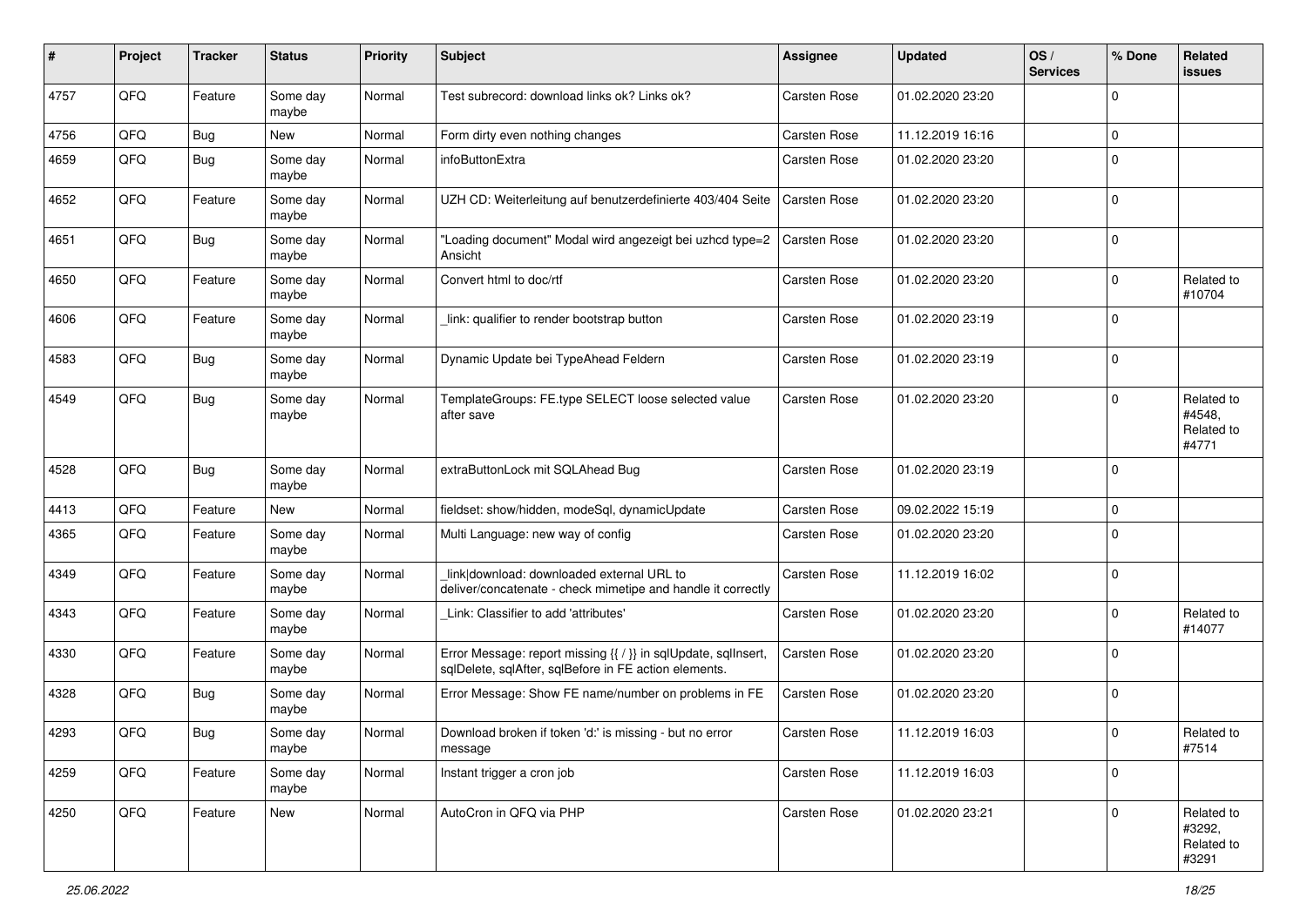| # | Project | Tracker | Status | Priority | Subject | Assignee | Updated | OS / Services | % Done | Related issues |
|---|---|---|---|---|---|---|---|---|---|---|
| 4757 | QFQ | Feature | Some day maybe | Normal | Test subrecord: download links ok? Links ok? | Carsten Rose | 01.02.2020 23:20 | | 0 | |
| 4756 | QFQ | Bug | New | Normal | Form dirty even nothing changes | Carsten Rose | 11.12.2019 16:16 | | 0 | |
| 4659 | QFQ | Bug | Some day maybe | Normal | infoButtonExtra | Carsten Rose | 01.02.2020 23:20 | | 0 | |
| 4652 | QFQ | Feature | Some day maybe | Normal | UZH CD: Weiterleitung auf benutzerdefinierte 403/404 Seite | Carsten Rose | 01.02.2020 23:20 | | 0 | |
| 4651 | QFQ | Bug | Some day maybe | Normal | "Loading document" Modal wird angezeigt bei uzhcd type=2 Ansicht | Carsten Rose | 01.02.2020 23:20 | | 0 | |
| 4650 | QFQ | Feature | Some day maybe | Normal | Convert html to doc/rtf | Carsten Rose | 01.02.2020 23:20 | | 0 | Related to #10704 |
| 4606 | QFQ | Feature | Some day maybe | Normal | _link: qualifier to render bootstrap button | Carsten Rose | 01.02.2020 23:19 | | 0 | |
| 4583 | QFQ | Bug | Some day maybe | Normal | Dynamic Update bei TypeAhead Feldern | Carsten Rose | 01.02.2020 23:19 | | 0 | |
| 4549 | QFQ | Bug | Some day maybe | Normal | TemplateGroups: FE.type SELECT loose selected value after save | Carsten Rose | 01.02.2020 23:20 | | 0 | Related to #4548, Related to #4771 |
| 4528 | QFQ | Bug | Some day maybe | Normal | extraButtonLock mit SQLAhead Bug | Carsten Rose | 01.02.2020 23:19 | | 0 | |
| 4413 | QFQ | Feature | New | Normal | fieldset: show/hidden, modeSql, dynamicUpdate | Carsten Rose | 09.02.2022 15:19 | | 0 | |
| 4365 | QFQ | Feature | Some day maybe | Normal | Multi Language: new way of config | Carsten Rose | 01.02.2020 23:20 | | 0 | |
| 4349 | QFQ | Feature | Some day maybe | Normal | link\|download: downloaded external URL to deliver/concatenate - check mimetipe and handle it correctly | Carsten Rose | 11.12.2019 16:02 | | 0 | |
| 4343 | QFQ | Feature | Some day maybe | Normal | _Link: Classifier to add 'attributes' | Carsten Rose | 01.02.2020 23:20 | | 0 | Related to #14077 |
| 4330 | QFQ | Feature | Some day maybe | Normal | Error Message: report missing {{ / }} in sqlUpdate, sqlInsert, sqlDelete, sqlAfter, sqlBefore in FE action elements. | Carsten Rose | 01.02.2020 23:20 | | 0 | |
| 4328 | QFQ | Bug | Some day maybe | Normal | Error Message: Show FE name/number on problems in FE | Carsten Rose | 01.02.2020 23:20 | | 0 | |
| 4293 | QFQ | Bug | Some day maybe | Normal | Download broken if token 'd:' is missing - but no error message | Carsten Rose | 11.12.2019 16:03 | | 0 | Related to #7514 |
| 4259 | QFQ | Feature | Some day maybe | Normal | Instant trigger a cron job | Carsten Rose | 11.12.2019 16:03 | | 0 | |
| 4250 | QFQ | Feature | New | Normal | AutoCron in QFQ via PHP | Carsten Rose | 01.02.2020 23:21 | | 0 | Related to #3292, Related to #3291 |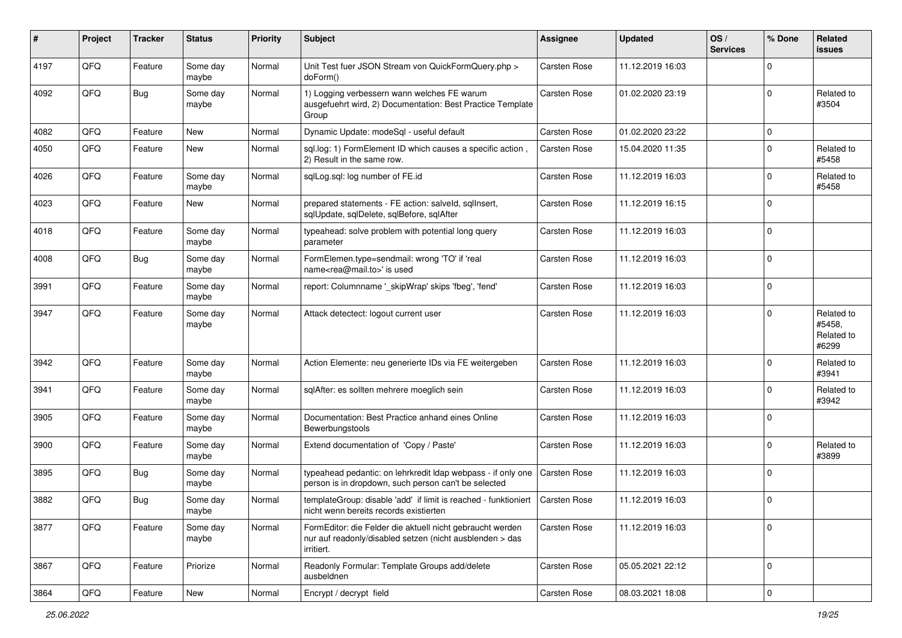| # | Project | Tracker | Status | Priority | Subject | Assignee | Updated | OS / Services | % Done | Related issues |
|---|---|---|---|---|---|---|---|---|---|---|
| 4197 | QFQ | Feature | Some day maybe | Normal | Unit Test fuer JSON Stream von QuickFormQuery.php > doForm() | Carsten Rose | 11.12.2019 16:03 | | 0 | |
| 4092 | QFQ | Bug | Some day maybe | Normal | 1) Logging verbessern wann welches FE warum ausgefuehrt wird, 2) Documentation: Best Practice Template Group | Carsten Rose | 01.02.2020 23:19 | | 0 | Related to #3504 |
| 4082 | QFQ | Feature | New | Normal | Dynamic Update: modeSql - useful default | Carsten Rose | 01.02.2020 23:22 | | 0 | |
| 4050 | QFQ | Feature | New | Normal | sql.log: 1) FormElement ID which causes a specific action , 2) Result in the same row. | Carsten Rose | 15.04.2020 11:35 | | 0 | Related to #5458 |
| 4026 | QFQ | Feature | Some day maybe | Normal | sqlLog.sql: log number of FE.id | Carsten Rose | 11.12.2019 16:03 | | 0 | Related to #5458 |
| 4023 | QFQ | Feature | New | Normal | prepared statements - FE action: salveId, sqlInsert, sqlUpdate, sqlDelete, sqlBefore, sqlAfter | Carsten Rose | 11.12.2019 16:15 | | 0 | |
| 4018 | QFQ | Feature | Some day maybe | Normal | typeahead: solve problem with potential long query parameter | Carsten Rose | 11.12.2019 16:03 | | 0 | |
| 4008 | QFQ | Bug | Some day maybe | Normal | FormElemen.type=sendmail: wrong 'TO' if 'real name<rea@mail.to>' is used | Carsten Rose | 11.12.2019 16:03 | | 0 | |
| 3991 | QFQ | Feature | Some day maybe | Normal | report: Columnname '_skipWrap' skips 'fbeg', 'fend' | Carsten Rose | 11.12.2019 16:03 | | 0 | |
| 3947 | QFQ | Feature | Some day maybe | Normal | Attack detectect: logout current user | Carsten Rose | 11.12.2019 16:03 | | 0 | Related to #5458, Related to #6299 |
| 3942 | QFQ | Feature | Some day maybe | Normal | Action Elemente: neu generierte IDs via FE weitergeben | Carsten Rose | 11.12.2019 16:03 | | 0 | Related to #3941 |
| 3941 | QFQ | Feature | Some day maybe | Normal | sqlAfter: es sollten mehrere moeglich sein | Carsten Rose | 11.12.2019 16:03 | | 0 | Related to #3942 |
| 3905 | QFQ | Feature | Some day maybe | Normal | Documentation: Best Practice anhand eines Online Bewerbungstools | Carsten Rose | 11.12.2019 16:03 | | 0 | |
| 3900 | QFQ | Feature | Some day maybe | Normal | Extend documentation of 'Copy / Paste' | Carsten Rose | 11.12.2019 16:03 | | 0 | Related to #3899 |
| 3895 | QFQ | Bug | Some day maybe | Normal | typeahead pedantic: on lehrkredit ldap webpass - if only one person is in dropdown, such person can't be selected | Carsten Rose | 11.12.2019 16:03 | | 0 | |
| 3882 | QFQ | Bug | Some day maybe | Normal | templateGroup: disable 'add' if limit is reached - funktioniert nicht wenn bereits records existierten | Carsten Rose | 11.12.2019 16:03 | | 0 | |
| 3877 | QFQ | Feature | Some day maybe | Normal | FormEditor: die Felder die aktuell nicht gebraucht werden nur auf readonly/disabled setzen (nicht ausblenden > das irritiert. | Carsten Rose | 11.12.2019 16:03 | | 0 | |
| 3867 | QFQ | Feature | Priorize | Normal | Readonly Formular: Template Groups add/delete ausbeldnen | Carsten Rose | 05.05.2021 22:12 | | 0 | |
| 3864 | QFQ | Feature | New | Normal | Encrypt / decrypt field | Carsten Rose | 08.03.2021 18:08 | | 0 | |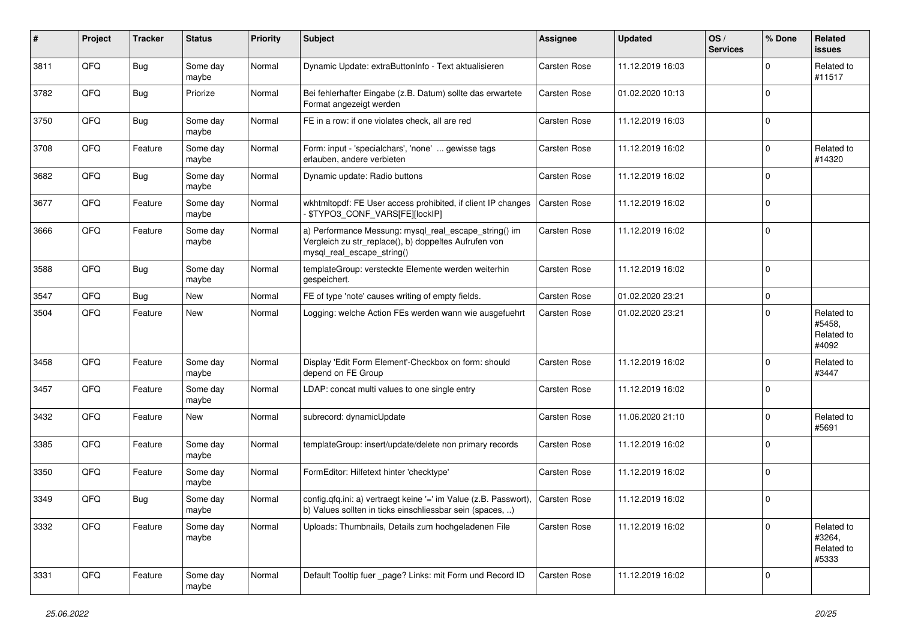| # | Project | Tracker | Status | Priority | Subject | Assignee | Updated | OS / Services | % Done | Related issues |
|---|---|---|---|---|---|---|---|---|---|---|
| 3811 | QFQ | Bug | Some day maybe | Normal | Dynamic Update: extraButtonInfo - Text aktualisieren | Carsten Rose | 11.12.2019 16:03 | | 0 | Related to #11517 |
| 3782 | QFQ | Bug | Priorize | Normal | Bei fehlerhafter Eingabe (z.B. Datum) sollte das erwartete Format angezeigt werden | Carsten Rose | 01.02.2020 10:13 | | 0 | |
| 3750 | QFQ | Bug | Some day maybe | Normal | FE in a row: if one violates check, all are red | Carsten Rose | 11.12.2019 16:03 | | 0 | |
| 3708 | QFQ | Feature | Some day maybe | Normal | Form: input - 'specialchars', 'none' ... gewisse tags erlauben, andere verbieten | Carsten Rose | 11.12.2019 16:02 | | 0 | Related to #14320 |
| 3682 | QFQ | Bug | Some day maybe | Normal | Dynamic update: Radio buttons | Carsten Rose | 11.12.2019 16:02 | | 0 | |
| 3677 | QFQ | Feature | Some day maybe | Normal | wkhtmltopdf: FE User access prohibited, if client IP changes - $TYPO3_CONF_VARS[FE][lockIP] | Carsten Rose | 11.12.2019 16:02 | | 0 | |
| 3666 | QFQ | Feature | Some day maybe | Normal | a) Performance Messung: mysql_real_escape_string() im Vergleich zu str_replace(), b) doppeltes Aufrufen von mysql_real_escape_string() | Carsten Rose | 11.12.2019 16:02 | | 0 | |
| 3588 | QFQ | Bug | Some day maybe | Normal | templateGroup: versteckte Elemente werden weiterhin gespeichert. | Carsten Rose | 11.12.2019 16:02 | | 0 | |
| 3547 | QFQ | Bug | New | Normal | FE of type 'note' causes writing of empty fields. | Carsten Rose | 01.02.2020 23:21 | | 0 | |
| 3504 | QFQ | Feature | New | Normal | Logging: welche Action FEs werden wann wie ausgefuehrt | Carsten Rose | 01.02.2020 23:21 | | 0 | Related to #5458, Related to #4092 |
| 3458 | QFQ | Feature | Some day maybe | Normal | Display 'Edit Form Element'-Checkbox on form: should depend on FE Group | Carsten Rose | 11.12.2019 16:02 | | 0 | Related to #3447 |
| 3457 | QFQ | Feature | Some day maybe | Normal | LDAP: concat multi values to one single entry | Carsten Rose | 11.12.2019 16:02 | | 0 | |
| 3432 | QFQ | Feature | New | Normal | subrecord: dynamicUpdate | Carsten Rose | 11.06.2020 21:10 | | 0 | Related to #5691 |
| 3385 | QFQ | Feature | Some day maybe | Normal | templateGroup: insert/update/delete non primary records | Carsten Rose | 11.12.2019 16:02 | | 0 | |
| 3350 | QFQ | Feature | Some day maybe | Normal | FormEditor: Hilfetext hinter 'checktype' | Carsten Rose | 11.12.2019 16:02 | | 0 | |
| 3349 | QFQ | Bug | Some day maybe | Normal | config.qfq.ini: a) vertraegt keine '=' im Value (z.B. Passwort), b) Values sollten in ticks einschliessbar sein (spaces, ..) | Carsten Rose | 11.12.2019 16:02 | | 0 | |
| 3332 | QFQ | Feature | Some day maybe | Normal | Uploads: Thumbnails, Details zum hochgeladenen File | Carsten Rose | 11.12.2019 16:02 | | 0 | Related to #3264, Related to #5333 |
| 3331 | QFQ | Feature | Some day maybe | Normal | Default Tooltip fuer _page? Links: mit Form und Record ID | Carsten Rose | 11.12.2019 16:02 | | 0 | |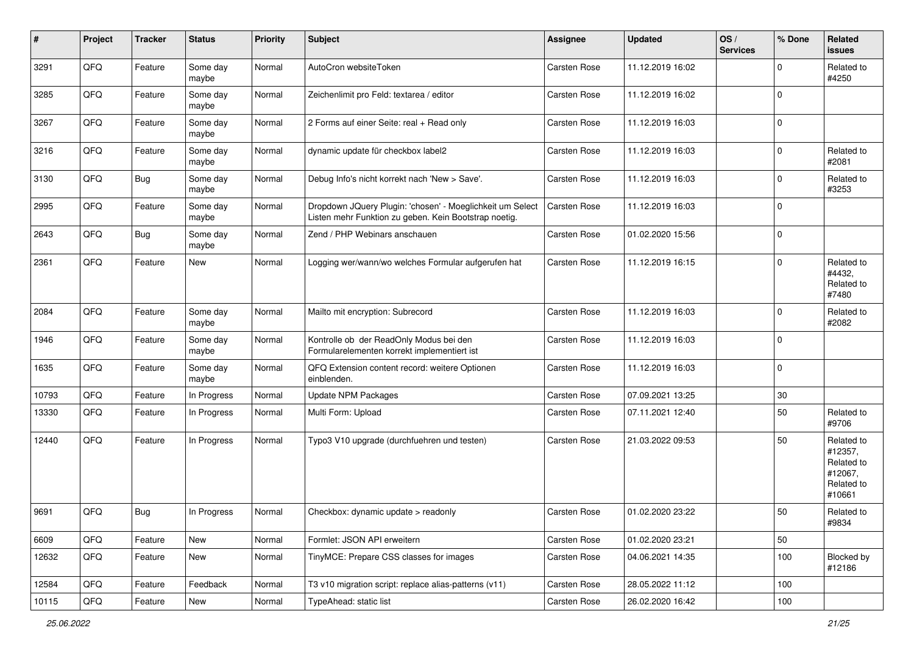| # | Project | Tracker | Status | Priority | Subject | Assignee | Updated | OS / Services | % Done | Related issues |
|---|---|---|---|---|---|---|---|---|---|---|
| 3291 | QFQ | Feature | Some day maybe | Normal | AutoCron websiteToken | Carsten Rose | 11.12.2019 16:02 | | 0 | Related to #4250 |
| 3285 | QFQ | Feature | Some day maybe | Normal | Zeichenlimit pro Feld: textarea / editor | Carsten Rose | 11.12.2019 16:02 | | 0 | |
| 3267 | QFQ | Feature | Some day maybe | Normal | 2 Forms auf einer Seite: real + Read only | Carsten Rose | 11.12.2019 16:03 | | 0 | |
| 3216 | QFQ | Feature | Some day maybe | Normal | dynamic update für checkbox label2 | Carsten Rose | 11.12.2019 16:03 | | 0 | Related to #2081 |
| 3130 | QFQ | Bug | Some day maybe | Normal | Debug Info's nicht korrekt nach 'New > Save'. | Carsten Rose | 11.12.2019 16:03 | | 0 | Related to #3253 |
| 2995 | QFQ | Feature | Some day maybe | Normal | Dropdown JQuery Plugin: 'chosen' - Moeglichkeit um Select Listen mehr Funktion zu geben. Kein Bootstrap noetig. | Carsten Rose | 11.12.2019 16:03 | | 0 | |
| 2643 | QFQ | Bug | Some day maybe | Normal | Zend / PHP Webinars anschauen | Carsten Rose | 01.02.2020 15:56 | | 0 | |
| 2361 | QFQ | Feature | New | Normal | Logging wer/wann/wo welches Formular aufgerufen hat | Carsten Rose | 11.12.2019 16:15 | | 0 | Related to #4432, Related to #7480 |
| 2084 | QFQ | Feature | Some day maybe | Normal | Mailto mit encryption: Subrecord | Carsten Rose | 11.12.2019 16:03 | | 0 | Related to #2082 |
| 1946 | QFQ | Feature | Some day maybe | Normal | Kontrolle ob der ReadOnly Modus bei den Formularelementen korrekt implementiert ist | Carsten Rose | 11.12.2019 16:03 | | 0 | |
| 1635 | QFQ | Feature | Some day maybe | Normal | QFQ Extension content record: weitere Optionen einblenden. | Carsten Rose | 11.12.2019 16:03 | | 0 | |
| 10793 | QFQ | Feature | In Progress | Normal | Update NPM Packages | Carsten Rose | 07.09.2021 13:25 | | 30 | |
| 13330 | QFQ | Feature | In Progress | Normal | Multi Form: Upload | Carsten Rose | 07.11.2021 12:40 | | 50 | Related to #9706 |
| 12440 | QFQ | Feature | In Progress | Normal | Typo3 V10 upgrade (durchfuehren und testen) | Carsten Rose | 21.03.2022 09:53 | | 50 | Related to #12357, Related to #12067, Related to #10661 |
| 9691 | QFQ | Bug | In Progress | Normal | Checkbox: dynamic update > readonly | Carsten Rose | 01.02.2020 23:22 | | 50 | Related to #9834 |
| 6609 | QFQ | Feature | New | Normal | Formlet: JSON API erweitern | Carsten Rose | 01.02.2020 23:21 | | 50 | |
| 12632 | QFQ | Feature | New | Normal | TinyMCE: Prepare CSS classes for images | Carsten Rose | 04.06.2021 14:35 | | 100 | Blocked by #12186 |
| 12584 | QFQ | Feature | Feedback | Normal | T3 v10 migration script: replace alias-patterns (v11) | Carsten Rose | 28.05.2022 11:12 | | 100 | |
| 10115 | QFQ | Feature | New | Normal | TypeAhead: static list | Carsten Rose | 26.02.2020 16:42 | | 100 | |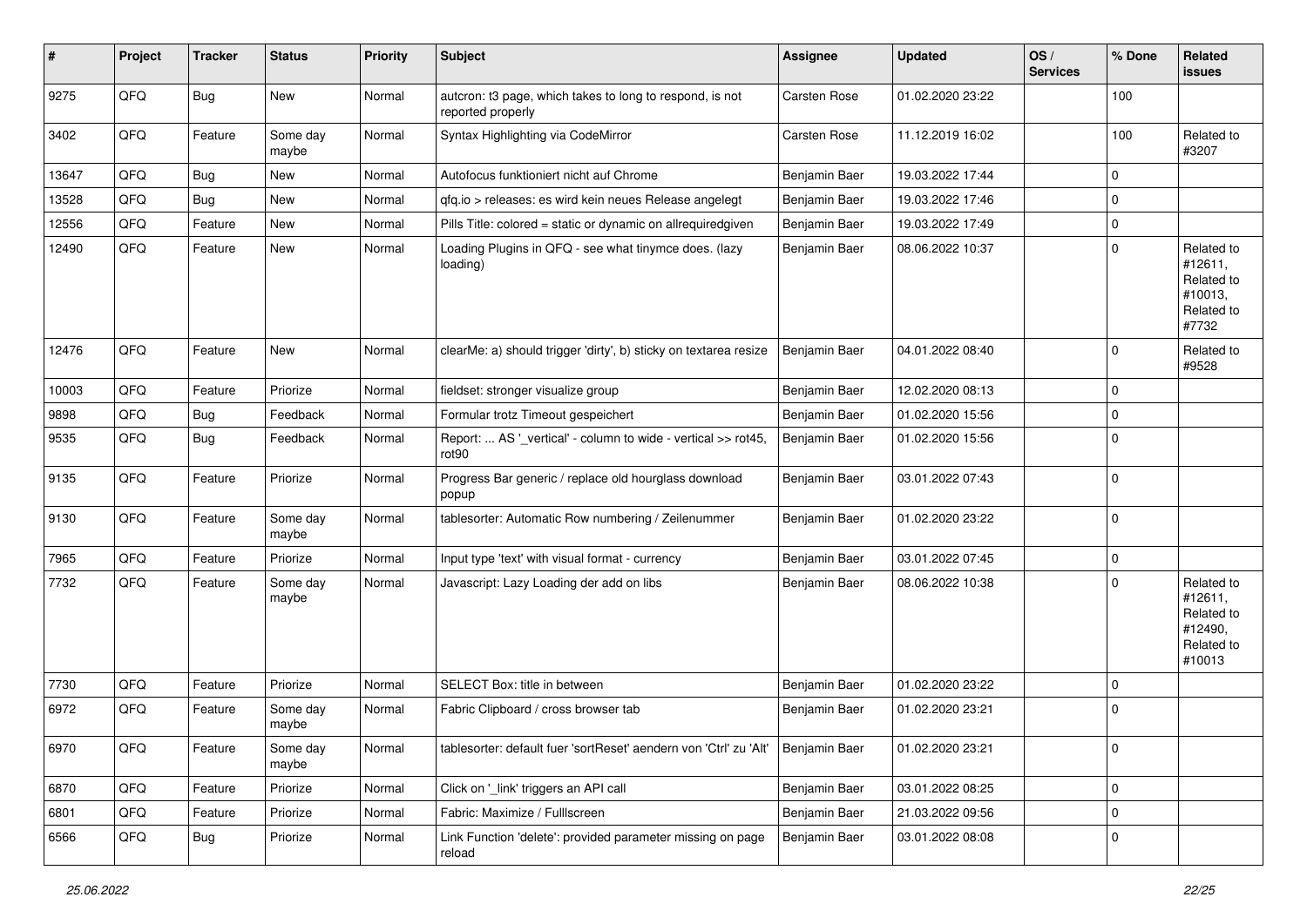| # | Project | Tracker | Status | Priority | Subject | Assignee | Updated | OS / Services | % Done | Related issues |
|---|---|---|---|---|---|---|---|---|---|---|
| 9275 | QFQ | Bug | New | Normal | autcron: t3 page, which takes to long to respond, is not reported properly | Carsten Rose | 01.02.2020 23:22 | | 100 | |
| 3402 | QFQ | Feature | Some day maybe | Normal | Syntax Highlighting via CodeMirror | Carsten Rose | 11.12.2019 16:02 | | 100 | Related to #3207 |
| 13647 | QFQ | Bug | New | Normal | Autofocus funktioniert nicht auf Chrome | Benjamin Baer | 19.03.2022 17:44 | | 0 | |
| 13528 | QFQ | Bug | New | Normal | qfq.io > releases: es wird kein neues Release angelegt | Benjamin Baer | 19.03.2022 17:46 | | 0 | |
| 12556 | QFQ | Feature | New | Normal | Pills Title: colored = static or dynamic on allrequiredgiven | Benjamin Baer | 19.03.2022 17:49 | | 0 | |
| 12490 | QFQ | Feature | New | Normal | Loading Plugins in QFQ - see what tinymce does. (lazy loading) | Benjamin Baer | 08.06.2022 10:37 | | 0 | Related to #12611, Related to #10013, Related to #7732 |
| 12476 | QFQ | Feature | New | Normal | clearMe: a) should trigger 'dirty', b) sticky on textarea resize | Benjamin Baer | 04.01.2022 08:40 | | 0 | Related to #9528 |
| 10003 | QFQ | Feature | Priorize | Normal | fieldset: stronger visualize group | Benjamin Baer | 12.02.2020 08:13 | | 0 | |
| 9898 | QFQ | Bug | Feedback | Normal | Formular trotz Timeout gespeichert | Benjamin Baer | 01.02.2020 15:56 | | 0 | |
| 9535 | QFQ | Bug | Feedback | Normal | Report: ... AS '_vertical' - column to wide - vertical >> rot45, rot90 | Benjamin Baer | 01.02.2020 15:56 | | 0 | |
| 9135 | QFQ | Feature | Priorize | Normal | Progress Bar generic / replace old hourglass download popup | Benjamin Baer | 03.01.2022 07:43 | | 0 | |
| 9130 | QFQ | Feature | Some day maybe | Normal | tablesorter: Automatic Row numbering / Zeilenummer | Benjamin Baer | 01.02.2020 23:22 | | 0 | |
| 7965 | QFQ | Feature | Priorize | Normal | Input type 'text' with visual format - currency | Benjamin Baer | 03.01.2022 07:45 | | 0 | |
| 7732 | QFQ | Feature | Some day maybe | Normal | Javascript: Lazy Loading der add on libs | Benjamin Baer | 08.06.2022 10:38 | | 0 | Related to #12611, Related to #12490, Related to #10013 |
| 7730 | QFQ | Feature | Priorize | Normal | SELECT Box: title in between | Benjamin Baer | 01.02.2020 23:22 | | 0 | |
| 6972 | QFQ | Feature | Some day maybe | Normal | Fabric Clipboard / cross browser tab | Benjamin Baer | 01.02.2020 23:21 | | 0 | |
| 6970 | QFQ | Feature | Some day maybe | Normal | tablesorter: default fuer 'sortReset' aendern von 'Ctrl' zu 'Alt' | Benjamin Baer | 01.02.2020 23:21 | | 0 | |
| 6870 | QFQ | Feature | Priorize | Normal | Click on '_link' triggers an API call | Benjamin Baer | 03.01.2022 08:25 | | 0 | |
| 6801 | QFQ | Feature | Priorize | Normal | Fabric: Maximize / Fulllscreen | Benjamin Baer | 21.03.2022 09:56 | | 0 | |
| 6566 | QFQ | Bug | Priorize | Normal | Link Function 'delete': provided parameter missing on page reload | Benjamin Baer | 03.01.2022 08:08 | | 0 | |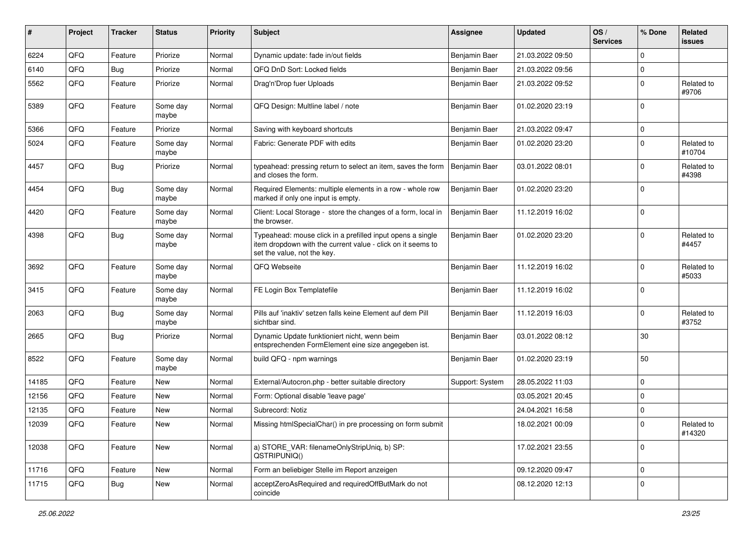| # | Project | Tracker | Status | Priority | Subject | Assignee | Updated | OS / Services | % Done | Related issues |
|---|---|---|---|---|---|---|---|---|---|---|
| 6224 | QFQ | Feature | Priorize | Normal | Dynamic update: fade in/out fields | Benjamin Baer | 21.03.2022 09:50 | | 0 | |
| 6140 | QFQ | Bug | Priorize | Normal | QFQ DnD Sort: Locked fields | Benjamin Baer | 21.03.2022 09:56 | | 0 | |
| 5562 | QFQ | Feature | Priorize | Normal | Drag'n'Drop fuer Uploads | Benjamin Baer | 21.03.2022 09:52 | | 0 | Related to #9706 |
| 5389 | QFQ | Feature | Some day maybe | Normal | QFQ Design: Multline label / note | Benjamin Baer | 01.02.2020 23:19 | | 0 | |
| 5366 | QFQ | Feature | Priorize | Normal | Saving with keyboard shortcuts | Benjamin Baer | 21.03.2022 09:47 | | 0 | |
| 5024 | QFQ | Feature | Some day maybe | Normal | Fabric: Generate PDF with edits | Benjamin Baer | 01.02.2020 23:20 | | 0 | Related to #10704 |
| 4457 | QFQ | Bug | Priorize | Normal | typeahead: pressing return to select an item, saves the form and closes the form. | Benjamin Baer | 03.01.2022 08:01 | | 0 | Related to #4398 |
| 4454 | QFQ | Bug | Some day maybe | Normal | Required Elements: multiple elements in a row - whole row marked if only one input is empty. | Benjamin Baer | 01.02.2020 23:20 | | 0 | |
| 4420 | QFQ | Feature | Some day maybe | Normal | Client: Local Storage - store the changes of a form, local in the browser. | Benjamin Baer | 11.12.2019 16:02 | | 0 | |
| 4398 | QFQ | Bug | Some day maybe | Normal | Typeahead: mouse click in a prefilled input opens a single item dropdown with the current value - click on it seems to set the value, not the key. | Benjamin Baer | 01.02.2020 23:20 | | 0 | Related to #4457 |
| 3692 | QFQ | Feature | Some day maybe | Normal | QFQ Webseite | Benjamin Baer | 11.12.2019 16:02 | | 0 | Related to #5033 |
| 3415 | QFQ | Feature | Some day maybe | Normal | FE Login Box Templatefile | Benjamin Baer | 11.12.2019 16:02 | | 0 | |
| 2063 | QFQ | Bug | Some day maybe | Normal | Pills auf 'inaktiv' setzen falls keine Element auf dem Pill sichtbar sind. | Benjamin Baer | 11.12.2019 16:03 | | 0 | Related to #3752 |
| 2665 | QFQ | Bug | Priorize | Normal | Dynamic Update funktioniert nicht, wenn beim entsprechenden FormElement eine size angegeben ist. | Benjamin Baer | 03.01.2022 08:12 | | 30 | |
| 8522 | QFQ | Feature | Some day maybe | Normal | build QFQ - npm warnings | Benjamin Baer | 01.02.2020 23:19 | | 50 | |
| 14185 | QFQ | Feature | New | Normal | External/Autocron.php - better suitable directory | Support: System | 28.05.2022 11:03 | | 0 | |
| 12156 | QFQ | Feature | New | Normal | Form: Optional disable 'leave page' | | 03.05.2021 20:45 | | 0 | |
| 12135 | QFQ | Feature | New | Normal | Subrecord: Notiz | | 24.04.2021 16:58 | | 0 | |
| 12039 | QFQ | Feature | New | Normal | Missing htmlSpecialChar() in pre processing on form submit | | 18.02.2021 00:09 | | 0 | Related to #14320 |
| 12038 | QFQ | Feature | New | Normal | a) STORE_VAR: filenameOnlyStripUniq, b) SP: QSTRIPUNIQ() | | 17.02.2021 23:55 | | 0 | |
| 11716 | QFQ | Feature | New | Normal | Form an beliebiger Stelle im Report anzeigen | | 09.12.2020 09:47 | | 0 | |
| 11715 | QFQ | Bug | New | Normal | acceptZeroAsRequired and requiredOffButMark do not coincide | | 08.12.2020 12:13 | | 0 | |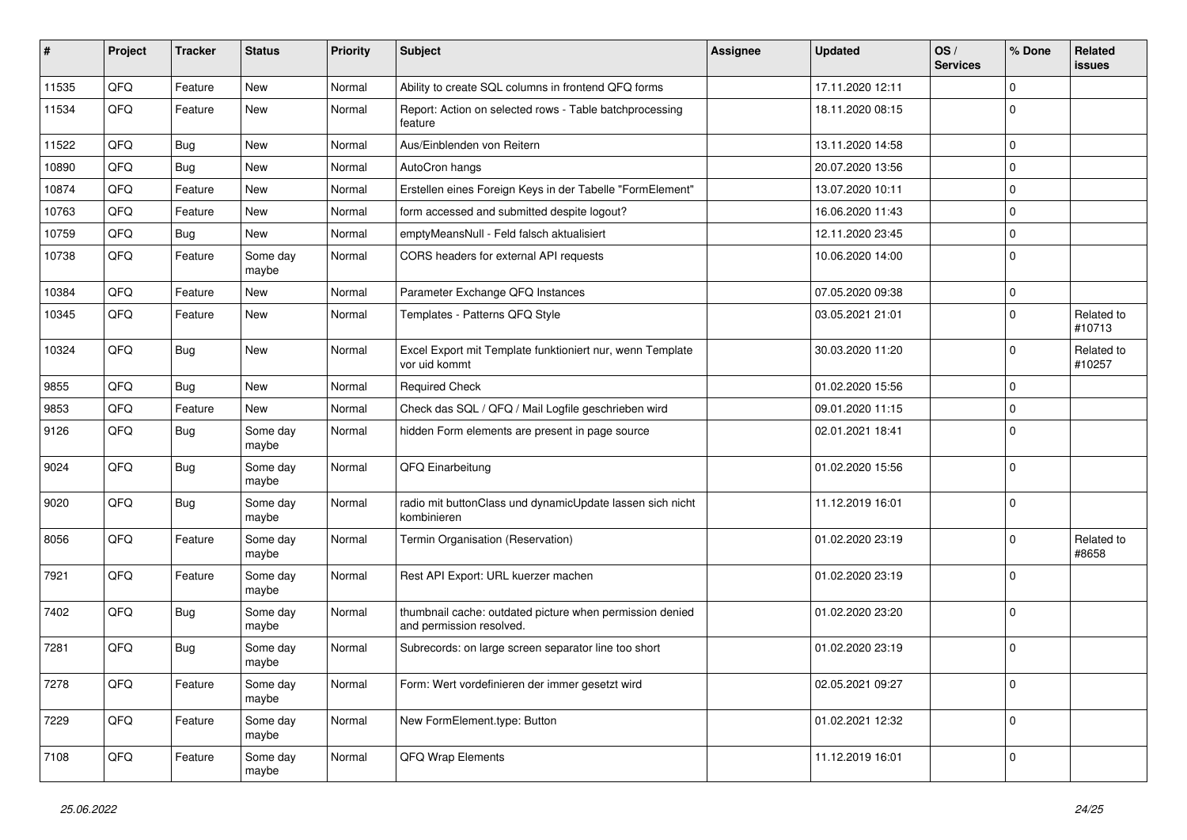| # | Project | Tracker | Status | Priority | Subject | Assignee | Updated | OS / Services | % Done | Related issues |
|---|---|---|---|---|---|---|---|---|---|---|
| 11535 | QFQ | Feature | New | Normal | Ability to create SQL columns in frontend QFQ forms | | 17.11.2020 12:11 | | 0 | |
| 11534 | QFQ | Feature | New | Normal | Report: Action on selected rows - Table batchprocessing feature | | 18.11.2020 08:15 | | 0 | |
| 11522 | QFQ | Bug | New | Normal | Aus/Einblenden von Reitern | | 13.11.2020 14:58 | | 0 | |
| 10890 | QFQ | Bug | New | Normal | AutoCron hangs | | 20.07.2020 13:56 | | 0 | |
| 10874 | QFQ | Feature | New | Normal | Erstellen eines Foreign Keys in der Tabelle "FormElement" | | 13.07.2020 10:11 | | 0 | |
| 10763 | QFQ | Feature | New | Normal | form accessed and submitted despite logout? | | 16.06.2020 11:43 | | 0 | |
| 10759 | QFQ | Bug | New | Normal | emptyMeansNull - Feld falsch aktualisiert | | 12.11.2020 23:45 | | 0 | |
| 10738 | QFQ | Feature | Some day maybe | Normal | CORS headers for external API requests | | 10.06.2020 14:00 | | 0 | |
| 10384 | QFQ | Feature | New | Normal | Parameter Exchange QFQ Instances | | 07.05.2020 09:38 | | 0 | |
| 10345 | QFQ | Feature | New | Normal | Templates - Patterns QFQ Style | | 03.05.2021 21:01 | | 0 | Related to #10713 |
| 10324 | QFQ | Bug | New | Normal | Excel Export mit Template funktioniert nur, wenn Template vor uid kommt | | 30.03.2020 11:20 | | 0 | Related to #10257 |
| 9855 | QFQ | Bug | New | Normal | Required Check | | 01.02.2020 15:56 | | 0 | |
| 9853 | QFQ | Feature | New | Normal | Check das SQL / QFQ / Mail Logfile geschrieben wird | | 09.01.2020 11:15 | | 0 | |
| 9126 | QFQ | Bug | Some day maybe | Normal | hidden Form elements are present in page source | | 02.01.2021 18:41 | | 0 | |
| 9024 | QFQ | Bug | Some day maybe | Normal | QFQ Einarbeitung | | 01.02.2020 15:56 | | 0 | |
| 9020 | QFQ | Bug | Some day maybe | Normal | radio mit buttonClass und dynamicUpdate lassen sich nicht kombinieren | | 11.12.2019 16:01 | | 0 | |
| 8056 | QFQ | Feature | Some day maybe | Normal | Termin Organisation (Reservation) | | 01.02.2020 23:19 | | 0 | Related to #8658 |
| 7921 | QFQ | Feature | Some day maybe | Normal | Rest API Export: URL kuerzer machen | | 01.02.2020 23:19 | | 0 | |
| 7402 | QFQ | Bug | Some day maybe | Normal | thumbnail cache: outdated picture when permission denied and permission resolved. | | 01.02.2020 23:20 | | 0 | |
| 7281 | QFQ | Bug | Some day maybe | Normal | Subrecords: on large screen separator line too short | | 01.02.2020 23:19 | | 0 | |
| 7278 | QFQ | Feature | Some day maybe | Normal | Form: Wert vordefinieren der immer gesetzt wird | | 02.05.2021 09:27 | | 0 | |
| 7229 | QFQ | Feature | Some day maybe | Normal | New FormElement.type: Button | | 01.02.2021 12:32 | | 0 | |
| 7108 | QFQ | Feature | Some day maybe | Normal | QFQ Wrap Elements | | 11.12.2019 16:01 | | 0 | |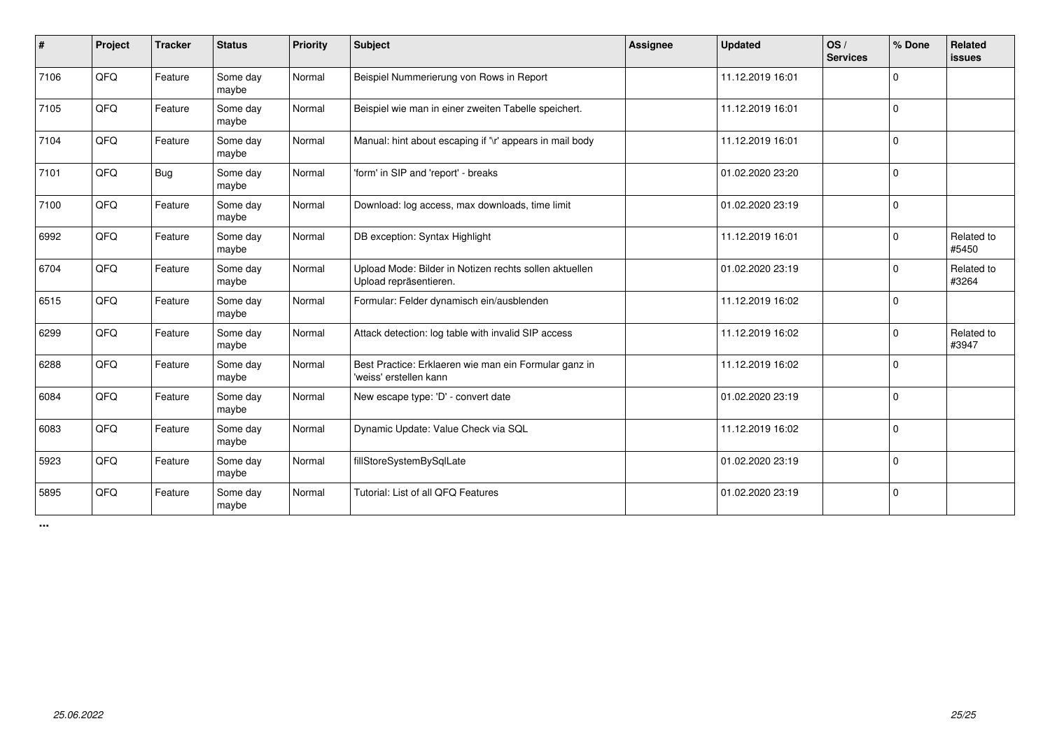| # | Project | Tracker | Status | Priority | Subject | Assignee | Updated | OS / Services | % Done | Related issues |
|---|---|---|---|---|---|---|---|---|---|---|
| 7106 | QFQ | Feature | Some day maybe | Normal | Beispiel Nummerierung von Rows in Report | | 11.12.2019 16:01 | | 0 | |
| 7105 | QFQ | Feature | Some day maybe | Normal | Beispiel wie man in einer zweiten Tabelle speichert. | | 11.12.2019 16:01 | | 0 | |
| 7104 | QFQ | Feature | Some day maybe | Normal | Manual: hint about escaping if '\r' appears in mail body | | 11.12.2019 16:01 | | 0 | |
| 7101 | QFQ | Bug | Some day maybe | Normal | 'form' in SIP and 'report' - breaks | | 01.02.2020 23:20 | | 0 | |
| 7100 | QFQ | Feature | Some day maybe | Normal | Download: log access, max downloads, time limit | | 01.02.2020 23:19 | | 0 | |
| 6992 | QFQ | Feature | Some day maybe | Normal | DB exception: Syntax Highlight | | 11.12.2019 16:01 | | 0 | Related to #5450 |
| 6704 | QFQ | Feature | Some day maybe | Normal | Upload Mode: Bilder in Notizen rechts sollen aktuellen Upload repräsentieren. | | 01.02.2020 23:19 | | 0 | Related to #3264 |
| 6515 | QFQ | Feature | Some day maybe | Normal | Formular: Felder dynamisch ein/ausblenden | | 11.12.2019 16:02 | | 0 | |
| 6299 | QFQ | Feature | Some day maybe | Normal | Attack detection: log table with invalid SIP access | | 11.12.2019 16:02 | | 0 | Related to #3947 |
| 6288 | QFQ | Feature | Some day maybe | Normal | Best Practice: Erklaeren wie man ein Formular ganz in 'weiss' erstellen kann | | 11.12.2019 16:02 | | 0 | |
| 6084 | QFQ | Feature | Some day maybe | Normal | New escape type: 'D' - convert date | | 01.02.2020 23:19 | | 0 | |
| 6083 | QFQ | Feature | Some day maybe | Normal | Dynamic Update: Value Check via SQL | | 11.12.2019 16:02 | | 0 | |
| 5923 | QFQ | Feature | Some day maybe | Normal | fillStoreSystemBySqlLate | | 01.02.2020 23:19 | | 0 | |
| 5895 | QFQ | Feature | Some day maybe | Normal | Tutorial: List of all QFQ Features | | 01.02.2020 23:19 | | 0 | |

...